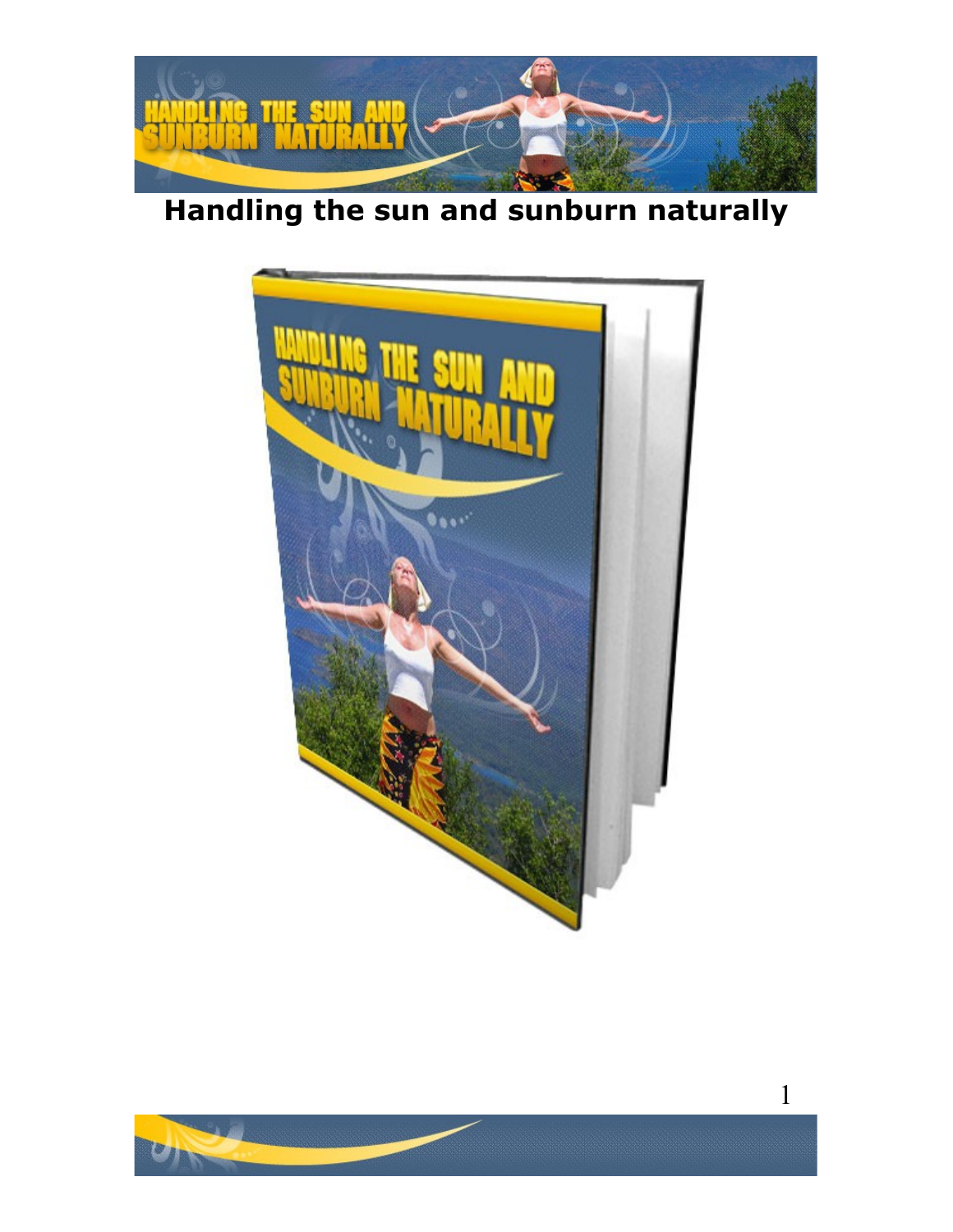# Handling the sun and sunburn naturally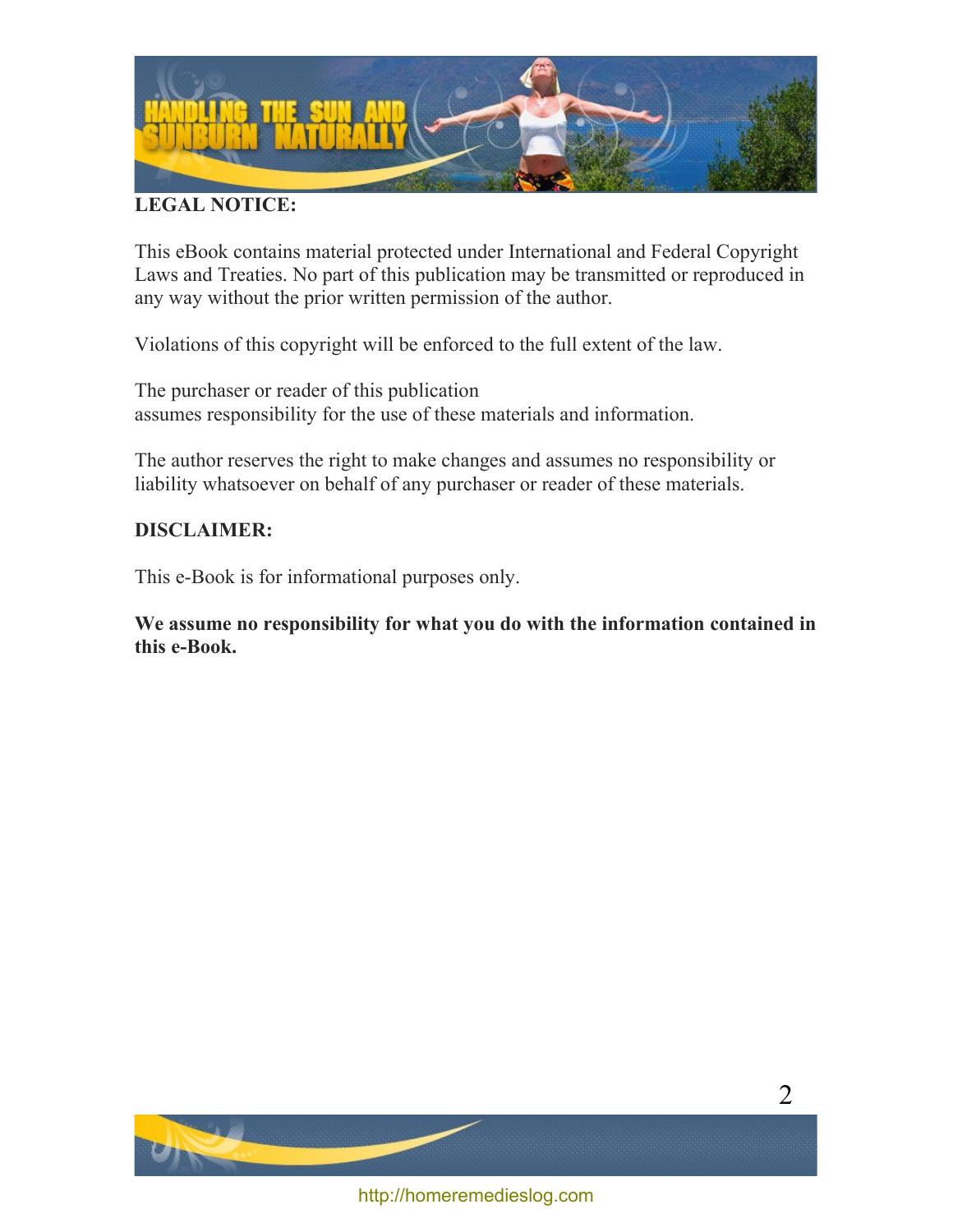**LEGAL NOTICE:**

This eBook contains material protected under International and Federal Copyright Laws and Treaties. No part of this publication may be transmitted or reproduced in any way without the prior written permission of the author.

Violations of this copyright will be enforced to the full extent of the law.

The purchaser or reader of this publication
assumes responsibility for the use of these materials and information.

The author reserves the right to make changes and assumes no responsibility or liability whatsoever on behalf of any purchaser or reader of these materials.

**DISCLAIMER:**

This e-Book is for informational purposes only.

**We assume no responsibility for what you do with the information contained in this e-Book.**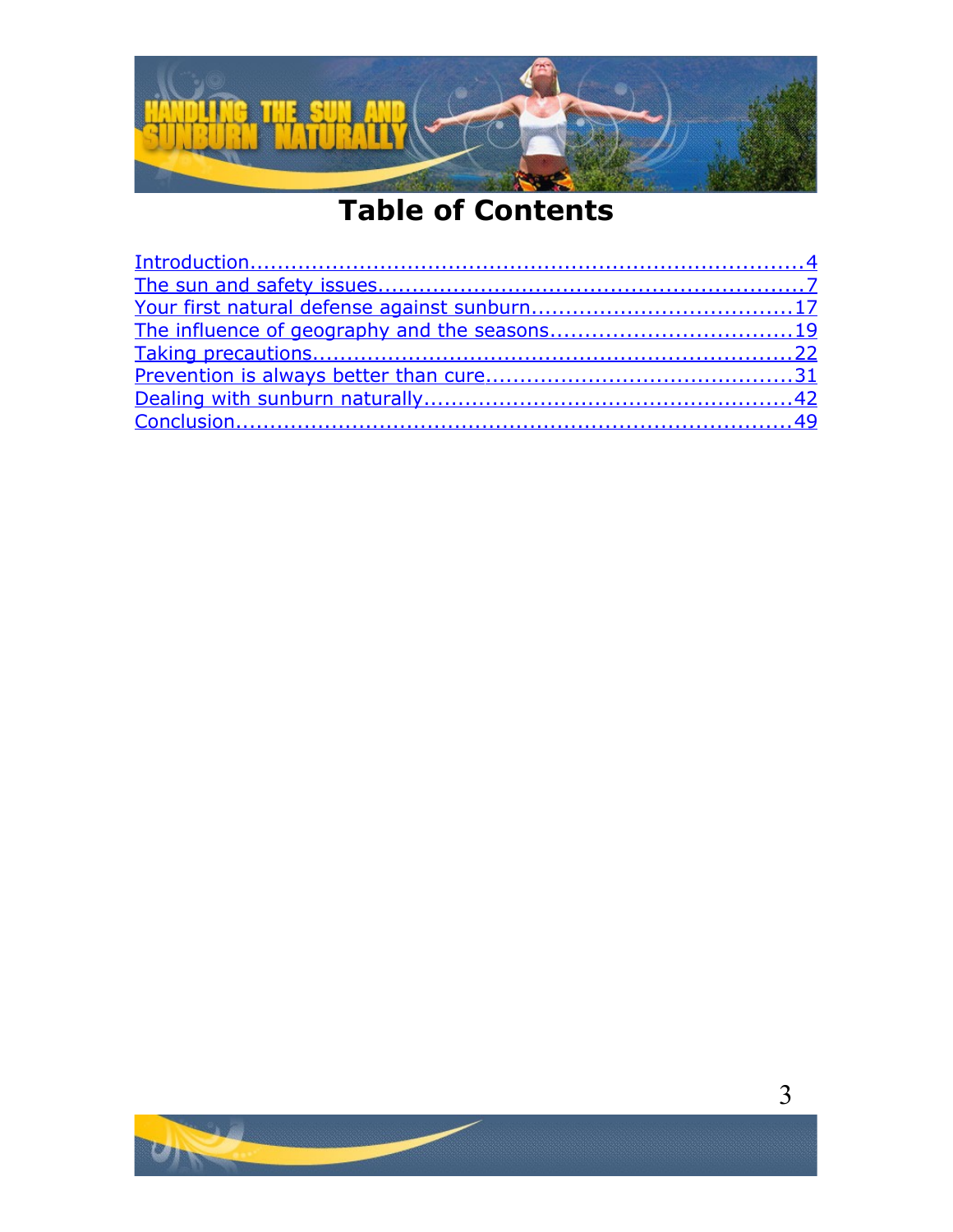# Table of Contents

Introduction....................................................................................4
The sun and safety issues.............................................................7
Your first natural defense against sunburn....................................17
The influence of geography and the seasons.................................19
Taking precautions.......................................................................22
Prevention is always better than cure...........................................31
Dealing with sunburn naturally......................................................42
Conclusion....................................................................................49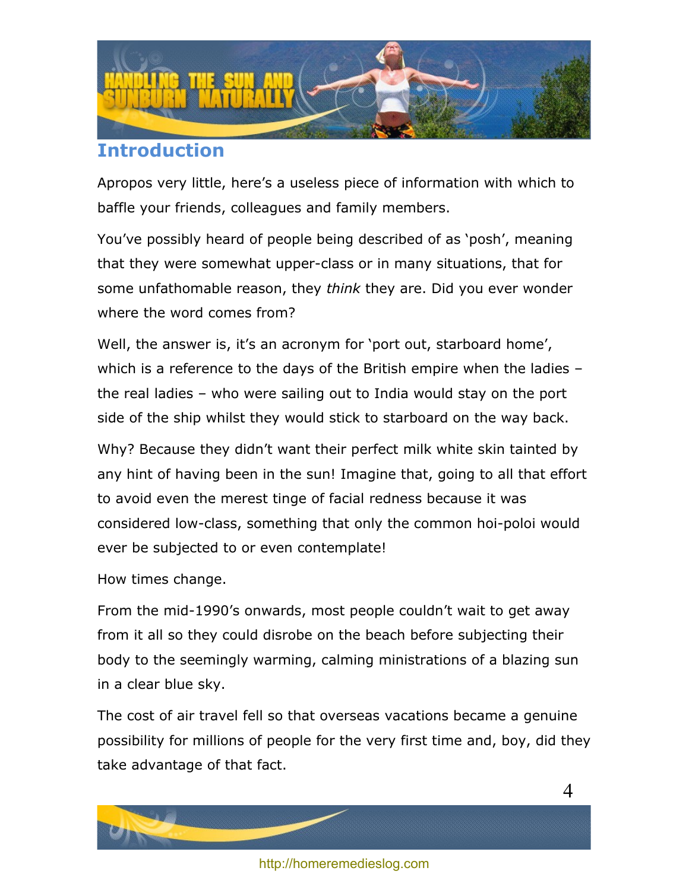## Introduction

Apropos very little, here's a useless piece of information with which to baffle your friends, colleagues and family members.

You've possibly heard of people being described of as 'posh', meaning that they were somewhat upper-class or in many situations, that for some unfathomable reason, they *think* they are. Did you ever wonder where the word comes from?

Well, the answer is, it's an acronym for 'port out, starboard home', which is a reference to the days of the British empire when the ladies – the real ladies – who were sailing out to India would stay on the port side of the ship whilst they would stick to starboard on the way back.

Why? Because they didn't want their perfect milk white skin tainted by any hint of having been in the sun! Imagine that, going to all that effort to avoid even the merest tinge of facial redness because it was considered low-class, something that only the common hoi-poloi would ever be subjected to or even contemplate!

How times change.

From the mid-1990's onwards, most people couldn't wait to get away from it all so they could disrobe on the beach before subjecting their body to the seemingly warming, calming ministrations of a blazing sun in a clear blue sky.

The cost of air travel fell so that overseas vacations became a genuine possibility for millions of people for the very first time and, boy, did they take advantage of that fact.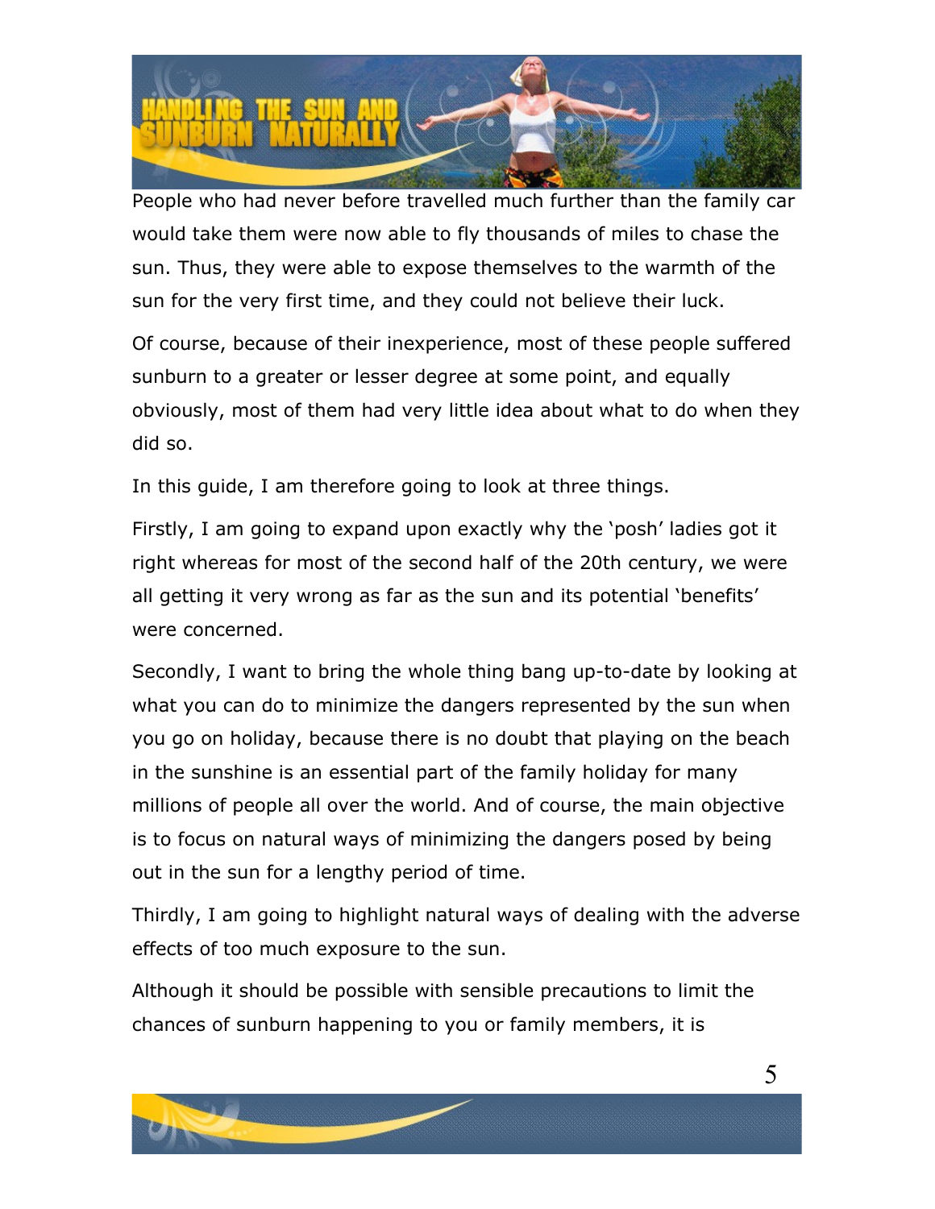People who had never before travelled much further than the family car would take them were now able to fly thousands of miles to chase the sun. Thus, they were able to expose themselves to the warmth of the sun for the very first time, and they could not believe their luck.

Of course, because of their inexperience, most of these people suffered sunburn to a greater or lesser degree at some point, and equally obviously, most of them had very little idea about what to do when they did so.

In this guide, I am therefore going to look at three things.

Firstly, I am going to expand upon exactly why the 'posh' ladies got it right whereas for most of the second half of the 20th century, we were all getting it very wrong as far as the sun and its potential 'benefits' were concerned.

Secondly, I want to bring the whole thing bang up-to-date by looking at what you can do to minimize the dangers represented by the sun when you go on holiday, because there is no doubt that playing on the beach in the sunshine is an essential part of the family holiday for many millions of people all over the world. And of course, the main objective is to focus on natural ways of minimizing the dangers posed by being out in the sun for a lengthy period of time.

Thirdly, I am going to highlight natural ways of dealing with the adverse effects of too much exposure to the sun.

Although it should be possible with sensible precautions to limit the chances of sunburn happening to you or family members, it is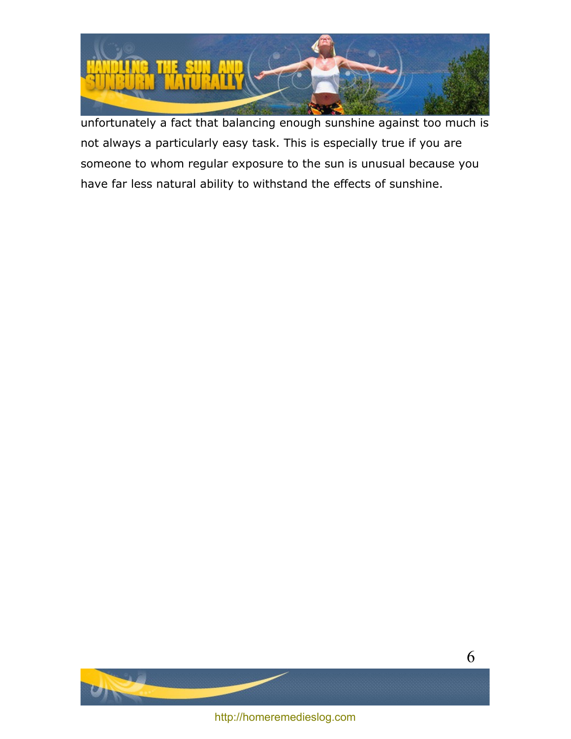unfortunately a fact that balancing enough sunshine against too much is not always a particularly easy task. This is especially true if you are someone to whom regular exposure to the sun is unusual because you have far less natural ability to withstand the effects of sunshine.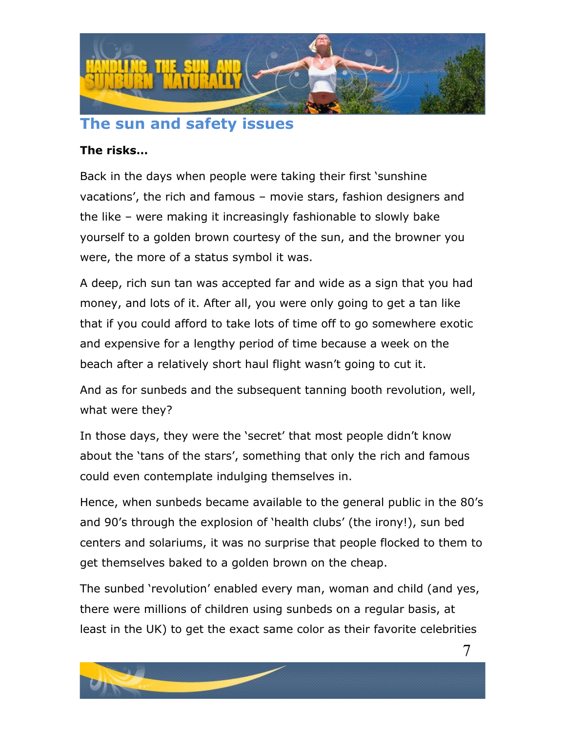## The sun and safety issues

**The risks…**

Back in the days when people were taking their first 'sunshine vacations', the rich and famous – movie stars, fashion designers and the like – were making it increasingly fashionable to slowly bake yourself to a golden brown courtesy of the sun, and the browner you were, the more of a status symbol it was.

A deep, rich sun tan was accepted far and wide as a sign that you had money, and lots of it. After all, you were only going to get a tan like that if you could afford to take lots of time off to go somewhere exotic and expensive for a lengthy period of time because a week on the beach after a relatively short haul flight wasn't going to cut it.

And as for sunbeds and the subsequent tanning booth revolution, well, what were they?

In those days, they were the 'secret' that most people didn't know about the 'tans of the stars', something that only the rich and famous could even contemplate indulging themselves in.

Hence, when sunbeds became available to the general public in the 80's and 90's through the explosion of 'health clubs' (the irony!), sun bed centers and solariums, it was no surprise that people flocked to them to get themselves baked to a golden brown on the cheap.

The sunbed 'revolution' enabled every man, woman and child (and yes, there were millions of children using sunbeds on a regular basis, at least in the UK) to get the exact same color as their favorite celebrities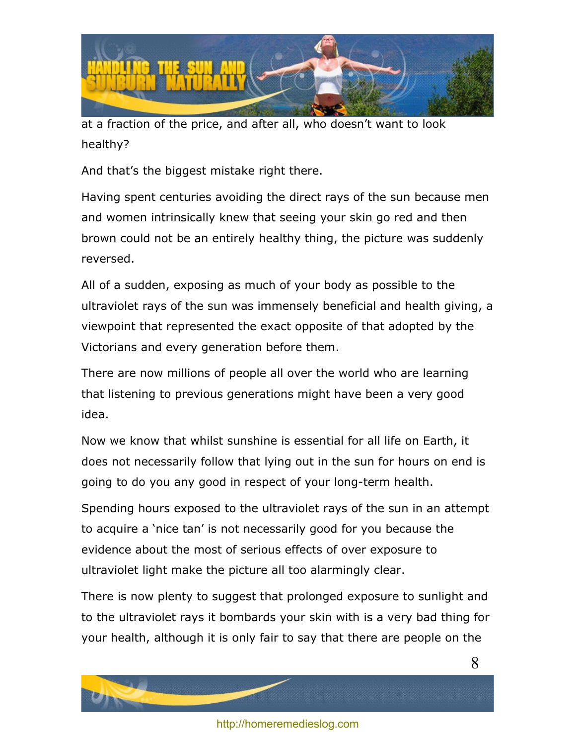at a fraction of the price, and after all, who doesn't want to look healthy?

And that's the biggest mistake right there.

Having spent centuries avoiding the direct rays of the sun because men and women intrinsically knew that seeing your skin go red and then brown could not be an entirely healthy thing, the picture was suddenly reversed.

All of a sudden, exposing as much of your body as possible to the ultraviolet rays of the sun was immensely beneficial and health giving, a viewpoint that represented the exact opposite of that adopted by the Victorians and every generation before them.

There are now millions of people all over the world who are learning that listening to previous generations might have been a very good idea.

Now we know that whilst sunshine is essential for all life on Earth, it does not necessarily follow that lying out in the sun for hours on end is going to do you any good in respect of your long-term health.

Spending hours exposed to the ultraviolet rays of the sun in an attempt to acquire a 'nice tan' is not necessarily good for you because the evidence about the most of serious effects of over exposure to ultraviolet light make the picture all too alarmingly clear.

There is now plenty to suggest that prolonged exposure to sunlight and to the ultraviolet rays it bombards your skin with is a very bad thing for your health, although it is only fair to say that there are people on the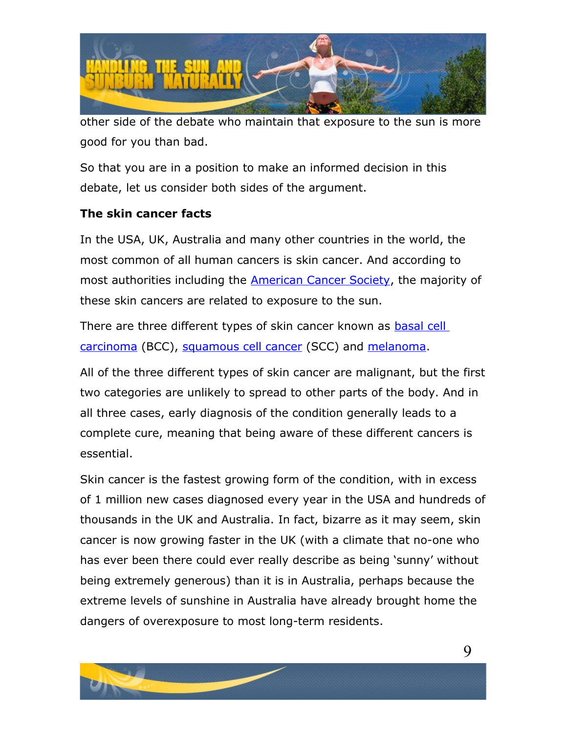other side of the debate who maintain that exposure to the sun is more good for you than bad.

So that you are in a position to make an informed decision in this debate, let us consider both sides of the argument.

**The skin cancer facts**

In the USA, UK, Australia and many other countries in the world, the most common of all human cancers is skin cancer. And according to most authorities including the American Cancer Society, the majority of these skin cancers are related to exposure to the sun.

There are three different types of skin cancer known as basal cell carcinoma (BCC), squamous cell cancer (SCC) and melanoma.

All of the three different types of skin cancer are malignant, but the first two categories are unlikely to spread to other parts of the body. And in all three cases, early diagnosis of the condition generally leads to a complete cure, meaning that being aware of these different cancers is essential.

Skin cancer is the fastest growing form of the condition, with in excess of 1 million new cases diagnosed every year in the USA and hundreds of thousands in the UK and Australia. In fact, bizarre as it may seem, skin cancer is now growing faster in the UK (with a climate that no-one who has ever been there could ever really describe as being 'sunny' without being extremely generous) than it is in Australia, perhaps because the extreme levels of sunshine in Australia have already brought home the dangers of overexposure to most long-term residents.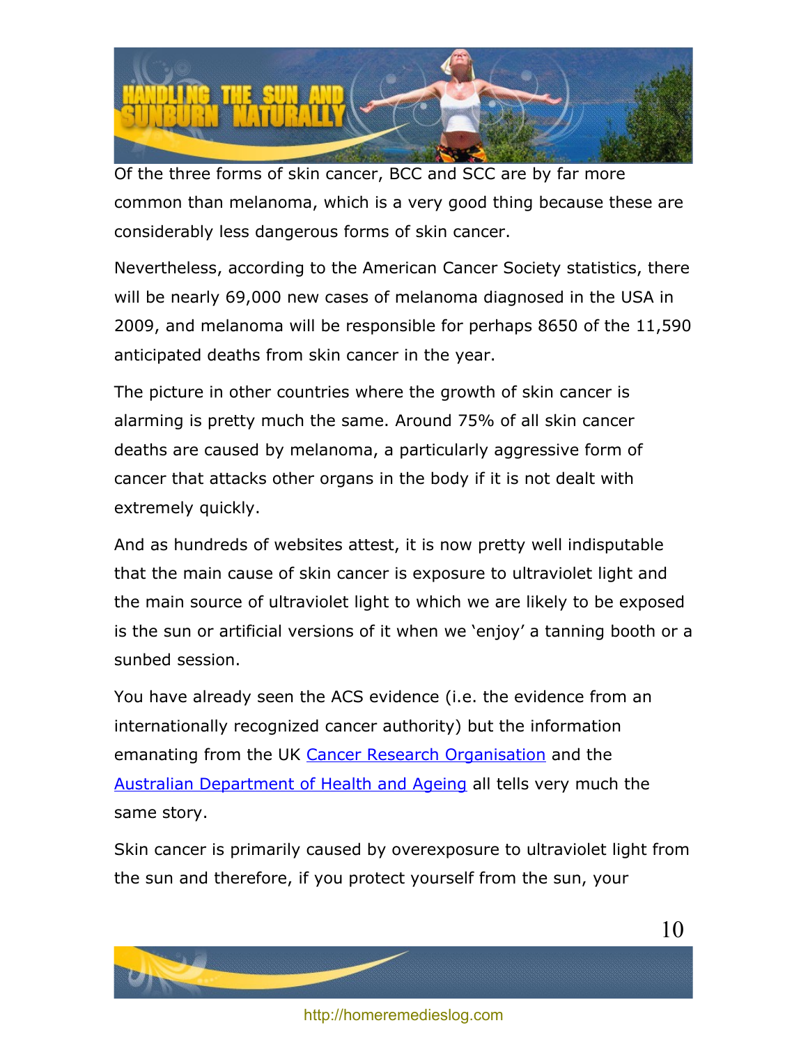Of the three forms of skin cancer, BCC and SCC are by far more common than melanoma, which is a very good thing because these are considerably less dangerous forms of skin cancer.

Nevertheless, according to the American Cancer Society statistics, there will be nearly 69,000 new cases of melanoma diagnosed in the USA in 2009, and melanoma will be responsible for perhaps 8650 of the 11,590 anticipated deaths from skin cancer in the year.

The picture in other countries where the growth of skin cancer is alarming is pretty much the same. Around 75% of all skin cancer deaths are caused by melanoma, a particularly aggressive form of cancer that attacks other organs in the body if it is not dealt with extremely quickly.

And as hundreds of websites attest, it is now pretty well indisputable that the main cause of skin cancer is exposure to ultraviolet light and the main source of ultraviolet light to which we are likely to be exposed is the sun or artificial versions of it when we 'enjoy' a tanning booth or a sunbed session.

You have already seen the ACS evidence (i.e. the evidence from an internationally recognized cancer authority) but the information emanating from the UK [Cancer Research Organisation]() and the [Australian Department of Health and Ageing]() all tells very much the same story.

Skin cancer is primarily caused by overexposure to ultraviolet light from the sun and therefore, if you protect yourself from the sun, your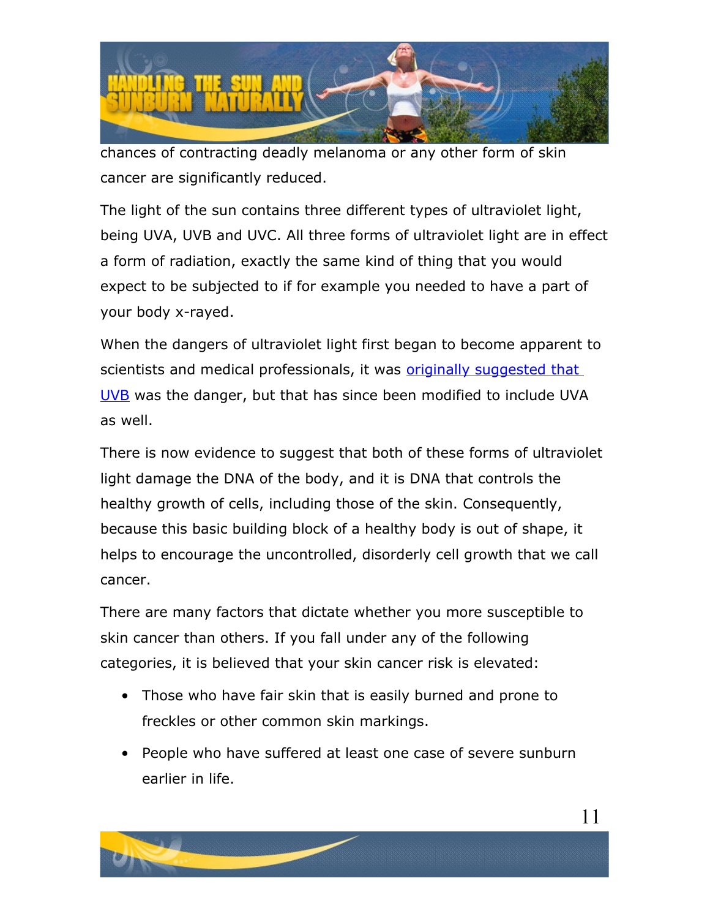chances of contracting deadly melanoma or any other form of skin cancer are significantly reduced.

The light of the sun contains three different types of ultraviolet light, being UVA, UVB and UVC. All three forms of ultraviolet light are in effect a form of radiation, exactly the same kind of thing that you would expect to be subjected to if for example you needed to have a part of your body x-rayed.

When the dangers of ultraviolet light first began to become apparent to scientists and medical professionals, it was originally suggested that UVB was the danger, but that has since been modified to include UVA as well.

There is now evidence to suggest that both of these forms of ultraviolet light damage the DNA of the body, and it is DNA that controls the healthy growth of cells, including those of the skin. Consequently, because this basic building block of a healthy body is out of shape, it helps to encourage the uncontrolled, disorderly cell growth that we call cancer.

There are many factors that dictate whether you more susceptible to skin cancer than others. If you fall under any of the following categories, it is believed that your skin cancer risk is elevated:

- Those who have fair skin that is easily burned and prone to freckles or other common skin markings.
- People who have suffered at least one case of severe sunburn earlier in life.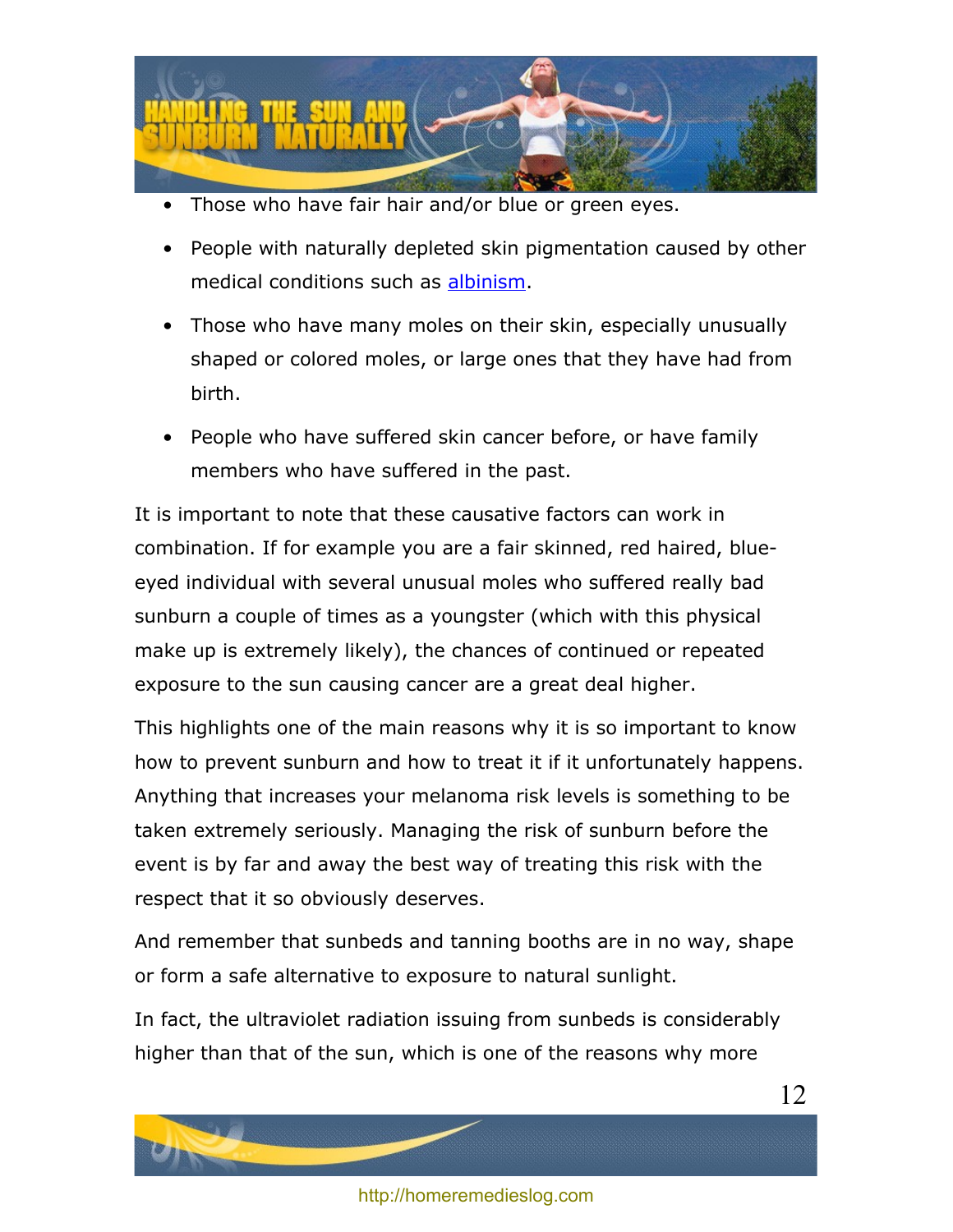- Those who have fair hair and/or blue or green eyes.
- People with naturally depleted skin pigmentation caused by other medical conditions such as albinism.
- Those who have many moles on their skin, especially unusually shaped or colored moles, or large ones that they have had from birth.
- People who have suffered skin cancer before, or have family members who have suffered in the past.

It is important to note that these causative factors can work in combination. If for example you are a fair skinned, red haired, blue-eyed individual with several unusual moles who suffered really bad sunburn a couple of times as a youngster (which with this physical make up is extremely likely), the chances of continued or repeated exposure to the sun causing cancer are a great deal higher.

This highlights one of the main reasons why it is so important to know how to prevent sunburn and how to treat it if it unfortunately happens. Anything that increases your melanoma risk levels is something to be taken extremely seriously. Managing the risk of sunburn before the event is by far and away the best way of treating this risk with the respect that it so obviously deserves.

And remember that sunbeds and tanning booths are in no way, shape or form a safe alternative to exposure to natural sunlight.

In fact, the ultraviolet radiation issuing from sunbeds is considerably higher than that of the sun, which is one of the reasons why more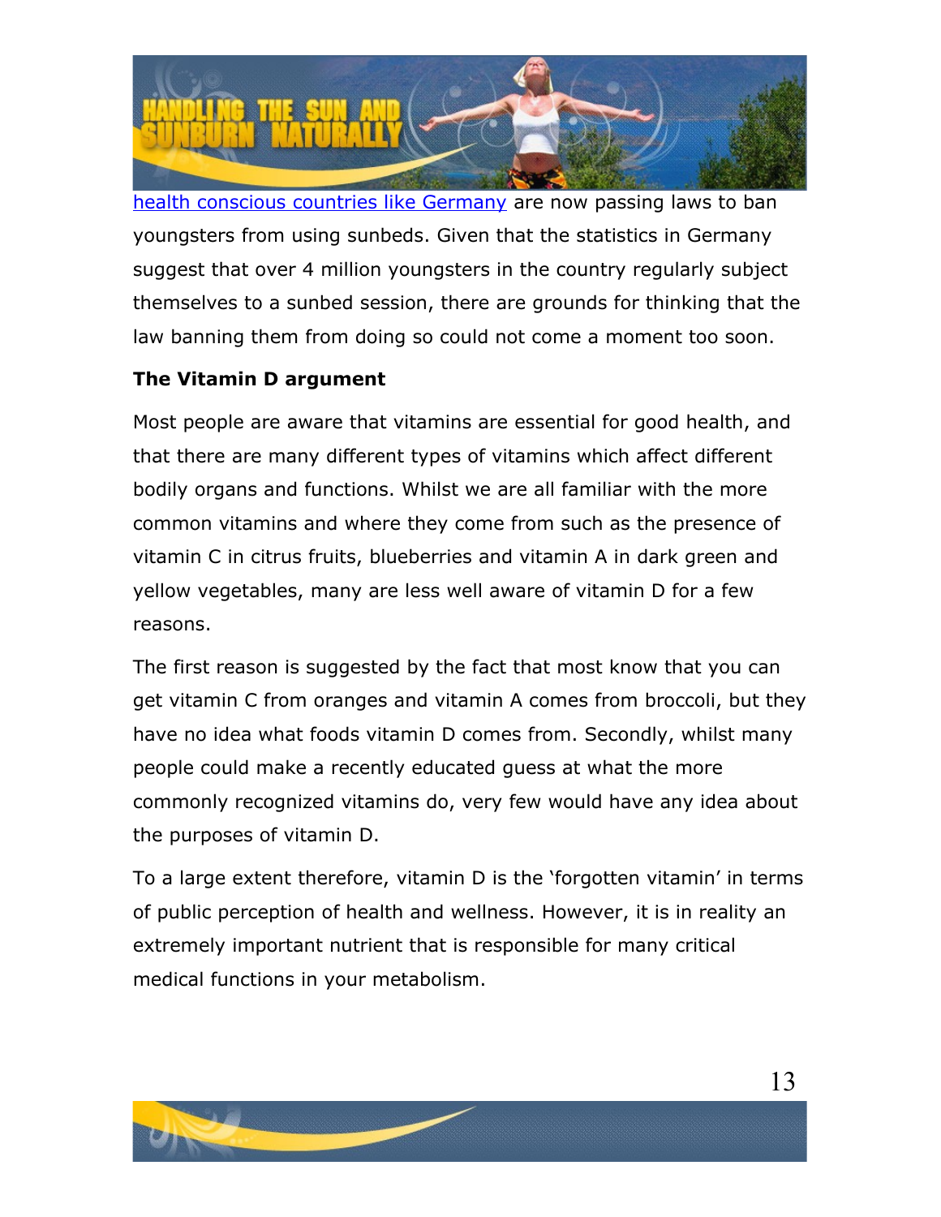health conscious countries like Germany are now passing laws to ban youngsters from using sunbeds. Given that the statistics in Germany suggest that over 4 million youngsters in the country regularly subject themselves to a sunbed session, there are grounds for thinking that the law banning them from doing so could not come a moment too soon.

**The Vitamin D argument**

Most people are aware that vitamins are essential for good health, and that there are many different types of vitamins which affect different bodily organs and functions. Whilst we are all familiar with the more common vitamins and where they come from such as the presence of vitamin C in citrus fruits, blueberries and vitamin A in dark green and yellow vegetables, many are less well aware of vitamin D for a few reasons.

The first reason is suggested by the fact that most know that you can get vitamin C from oranges and vitamin A comes from broccoli, but they have no idea what foods vitamin D comes from. Secondly, whilst many people could make a recently educated guess at what the more commonly recognized vitamins do, very few would have any idea about the purposes of vitamin D.

To a large extent therefore, vitamin D is the 'forgotten vitamin' in terms of public perception of health and wellness. However, it is in reality an extremely important nutrient that is responsible for many critical medical functions in your metabolism.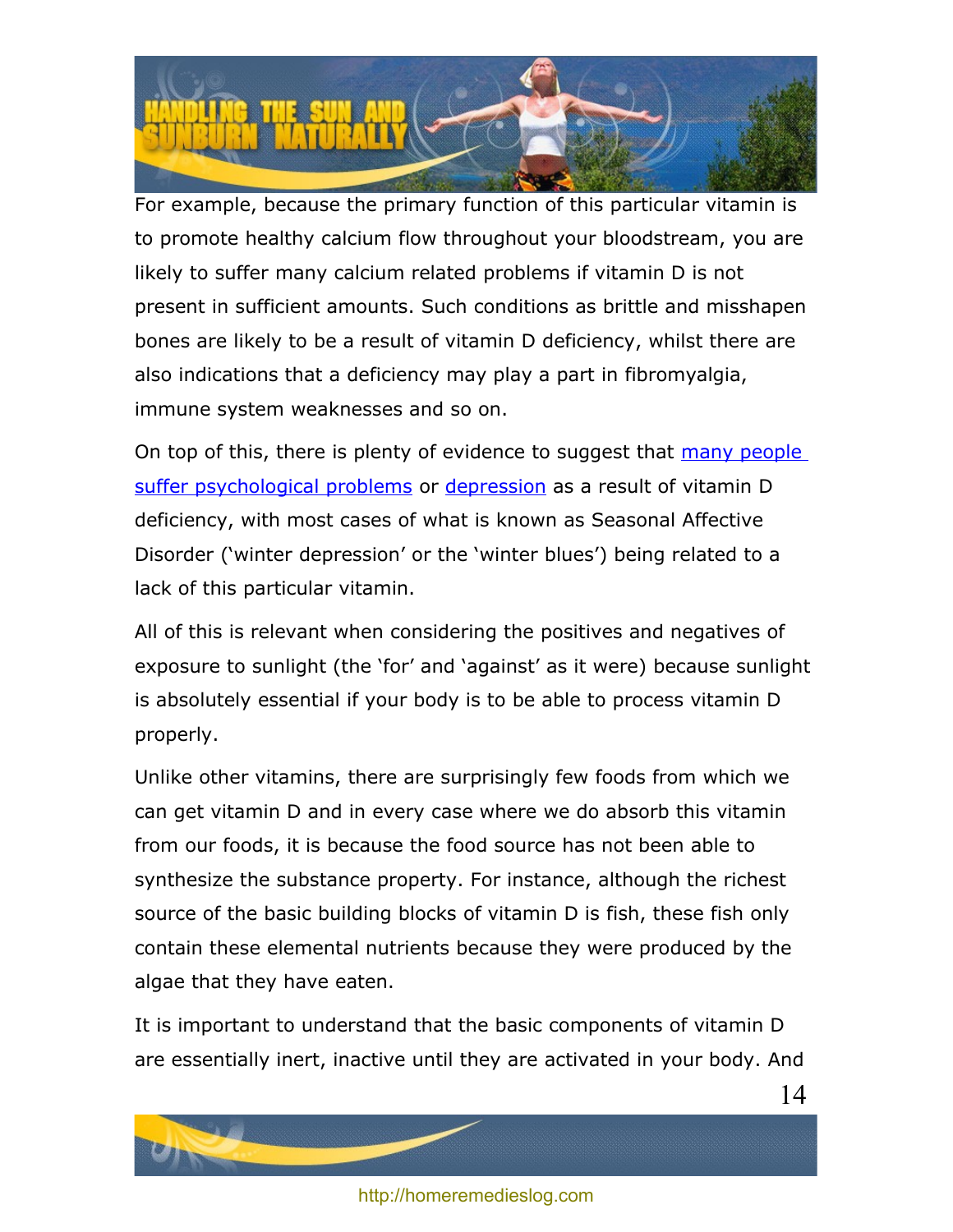For example, because the primary function of this particular vitamin is to promote healthy calcium flow throughout your bloodstream, you are likely to suffer many calcium related problems if vitamin D is not present in sufficient amounts. Such conditions as brittle and misshapen bones are likely to be a result of vitamin D deficiency, whilst there are also indications that a deficiency may play a part in fibromyalgia, immune system weaknesses and so on.

On top of this, there is plenty of evidence to suggest that [many people suffer psychological problems]() or [depression]() as a result of vitamin D deficiency, with most cases of what is known as Seasonal Affective Disorder ('winter depression' or the 'winter blues') being related to a lack of this particular vitamin.

All of this is relevant when considering the positives and negatives of exposure to sunlight (the 'for' and 'against' as it were) because sunlight is absolutely essential if your body is to be able to process vitamin D properly.

Unlike other vitamins, there are surprisingly few foods from which we can get vitamin D and in every case where we do absorb this vitamin from our foods, it is because the food source has not been able to synthesize the substance property. For instance, although the richest source of the basic building blocks of vitamin D is fish, these fish only contain these elemental nutrients because they were produced by the algae that they have eaten.

It is important to understand that the basic components of vitamin D are essentially inert, inactive until they are activated in your body. And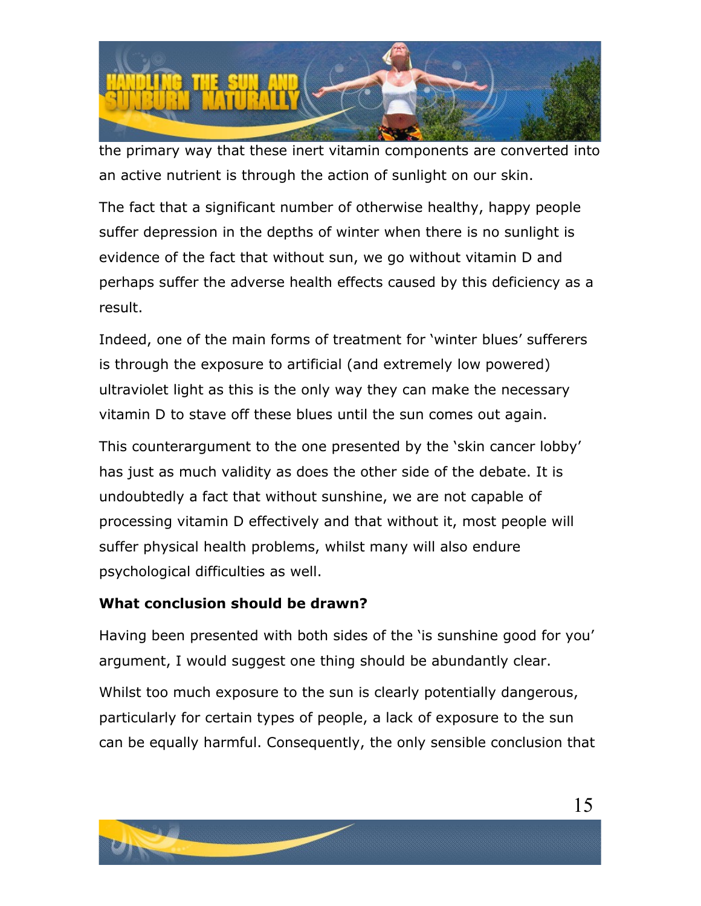the primary way that these inert vitamin components are converted into an active nutrient is through the action of sunlight on our skin.

The fact that a significant number of otherwise healthy, happy people suffer depression in the depths of winter when there is no sunlight is evidence of the fact that without sun, we go without vitamin D and perhaps suffer the adverse health effects caused by this deficiency as a result.

Indeed, one of the main forms of treatment for 'winter blues' sufferers is through the exposure to artificial (and extremely low powered) ultraviolet light as this is the only way they can make the necessary vitamin D to stave off these blues until the sun comes out again.

This counterargument to the one presented by the 'skin cancer lobby' has just as much validity as does the other side of the debate. It is undoubtedly a fact that without sunshine, we are not capable of processing vitamin D effectively and that without it, most people will suffer physical health problems, whilst many will also endure psychological difficulties as well.

**What conclusion should be drawn?**

Having been presented with both sides of the 'is sunshine good for you' argument, I would suggest one thing should be abundantly clear.

Whilst too much exposure to the sun is clearly potentially dangerous, particularly for certain types of people, a lack of exposure to the sun can be equally harmful. Consequently, the only sensible conclusion that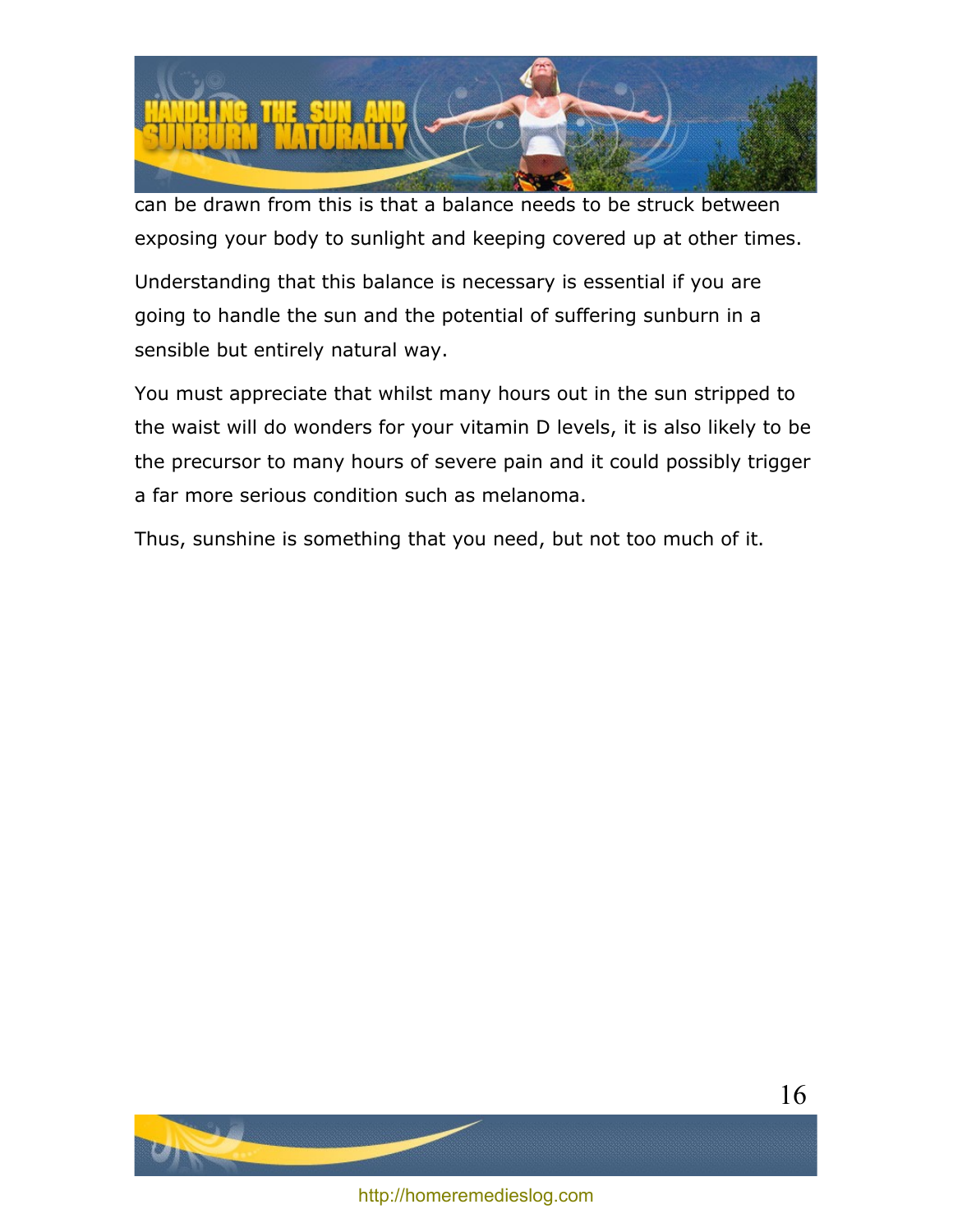can be drawn from this is that a balance needs to be struck between exposing your body to sunlight and keeping covered up at other times.

Understanding that this balance is necessary is essential if you are going to handle the sun and the potential of suffering sunburn in a sensible but entirely natural way.

You must appreciate that whilst many hours out in the sun stripped to the waist will do wonders for your vitamin D levels, it is also likely to be the precursor to many hours of severe pain and it could possibly trigger a far more serious condition such as melanoma.

Thus, sunshine is something that you need, but not too much of it.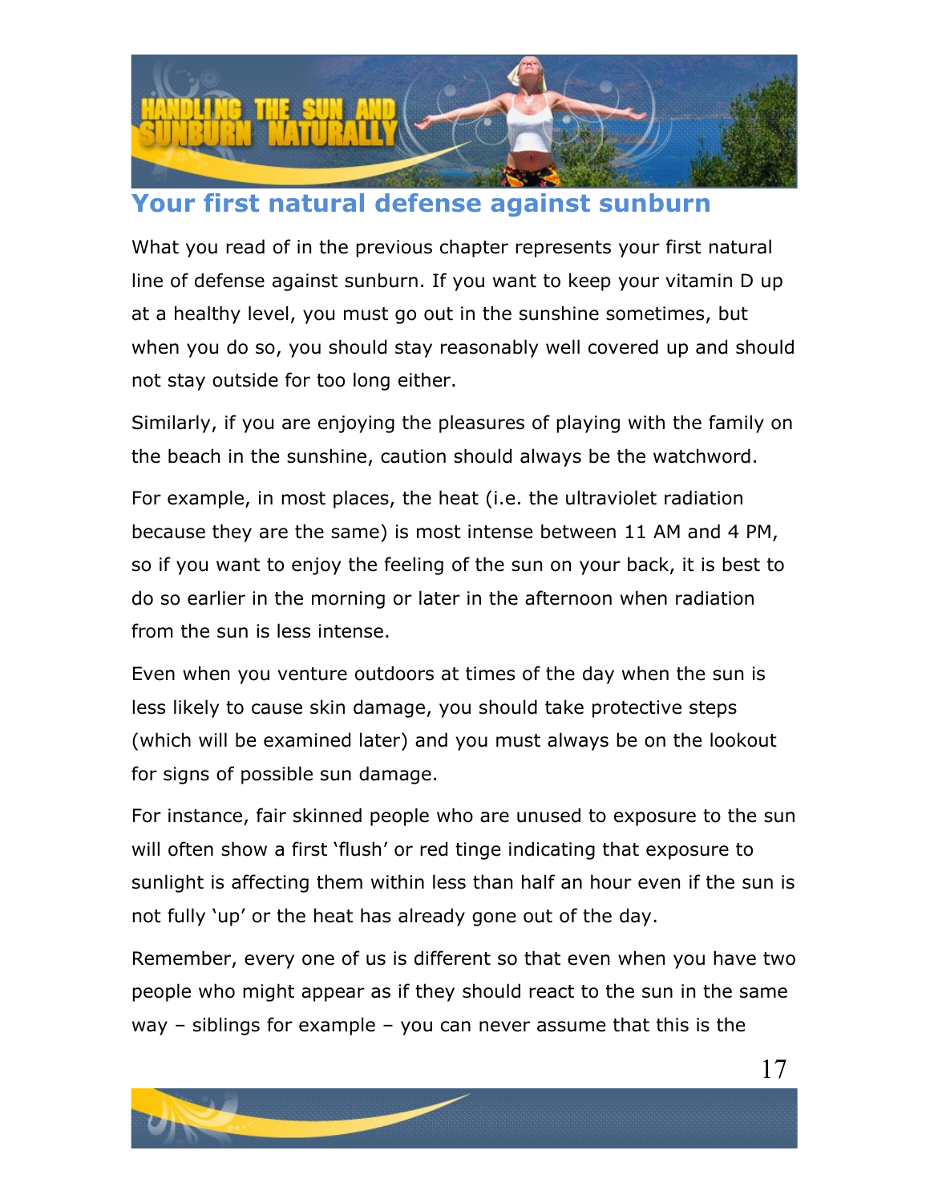## Your first natural defense against sunburn

What you read of in the previous chapter represents your first natural line of defense against sunburn. If you want to keep your vitamin D up at a healthy level, you must go out in the sunshine sometimes, but when you do so, you should stay reasonably well covered up and should not stay outside for too long either.

Similarly, if you are enjoying the pleasures of playing with the family on the beach in the sunshine, caution should always be the watchword.

For example, in most places, the heat (i.e. the ultraviolet radiation because they are the same) is most intense between 11 AM and 4 PM, so if you want to enjoy the feeling of the sun on your back, it is best to do so earlier in the morning or later in the afternoon when radiation from the sun is less intense.

Even when you venture outdoors at times of the day when the sun is less likely to cause skin damage, you should take protective steps (which will be examined later) and you must always be on the lookout for signs of possible sun damage.

For instance, fair skinned people who are unused to exposure to the sun will often show a first 'flush' or red tinge indicating that exposure to sunlight is affecting them within less than half an hour even if the sun is not fully 'up' or the heat has already gone out of the day.

Remember, every one of us is different so that even when you have two people who might appear as if they should react to the sun in the same way – siblings for example – you can never assume that this is the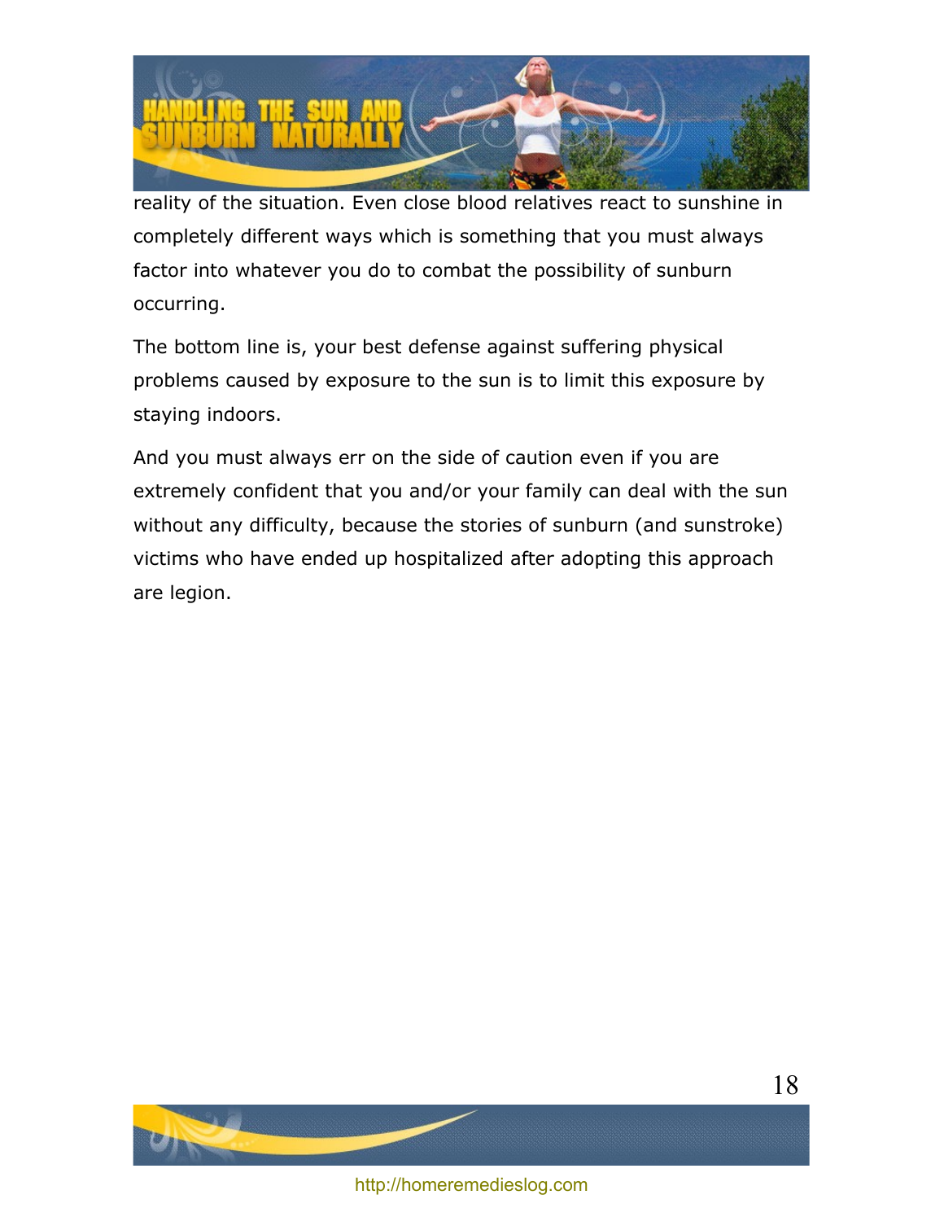reality of the situation. Even close blood relatives react to sunshine in completely different ways which is something that you must always factor into whatever you do to combat the possibility of sunburn occurring.

The bottom line is, your best defense against suffering physical problems caused by exposure to the sun is to limit this exposure by staying indoors.

And you must always err on the side of caution even if you are extremely confident that you and/or your family can deal with the sun without any difficulty, because the stories of sunburn (and sunstroke) victims who have ended up hospitalized after adopting this approach are legion.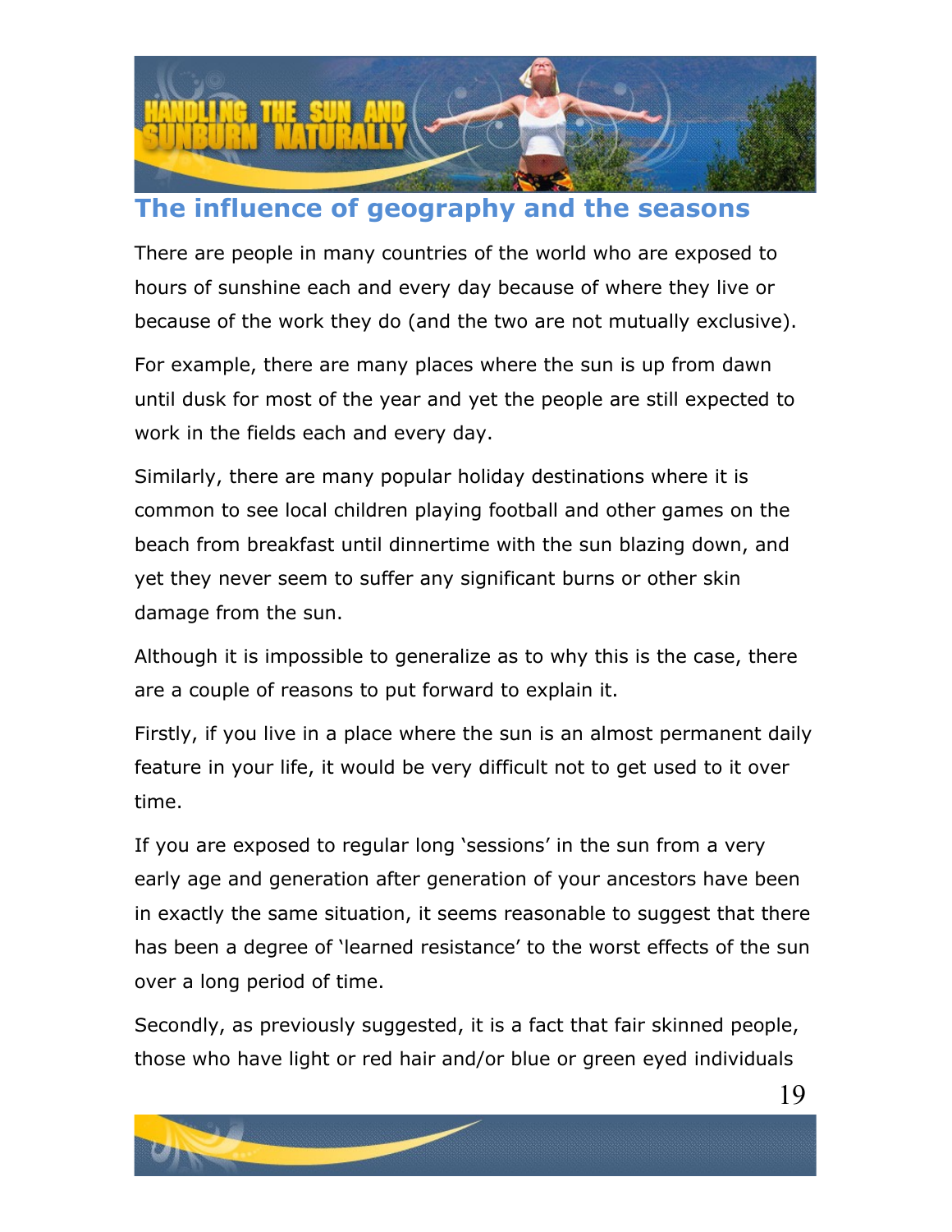## The influence of geography and the seasons

There are people in many countries of the world who are exposed to hours of sunshine each and every day because of where they live or because of the work they do (and the two are not mutually exclusive).

For example, there are many places where the sun is up from dawn until dusk for most of the year and yet the people are still expected to work in the fields each and every day.

Similarly, there are many popular holiday destinations where it is common to see local children playing football and other games on the beach from breakfast until dinnertime with the sun blazing down, and yet they never seem to suffer any significant burns or other skin damage from the sun.

Although it is impossible to generalize as to why this is the case, there are a couple of reasons to put forward to explain it.

Firstly, if you live in a place where the sun is an almost permanent daily feature in your life, it would be very difficult not to get used to it over time.

If you are exposed to regular long 'sessions' in the sun from a very early age and generation after generation of your ancestors have been in exactly the same situation, it seems reasonable to suggest that there has been a degree of 'learned resistance' to the worst effects of the sun over a long period of time.

Secondly, as previously suggested, it is a fact that fair skinned people, those who have light or red hair and/or blue or green eyed individuals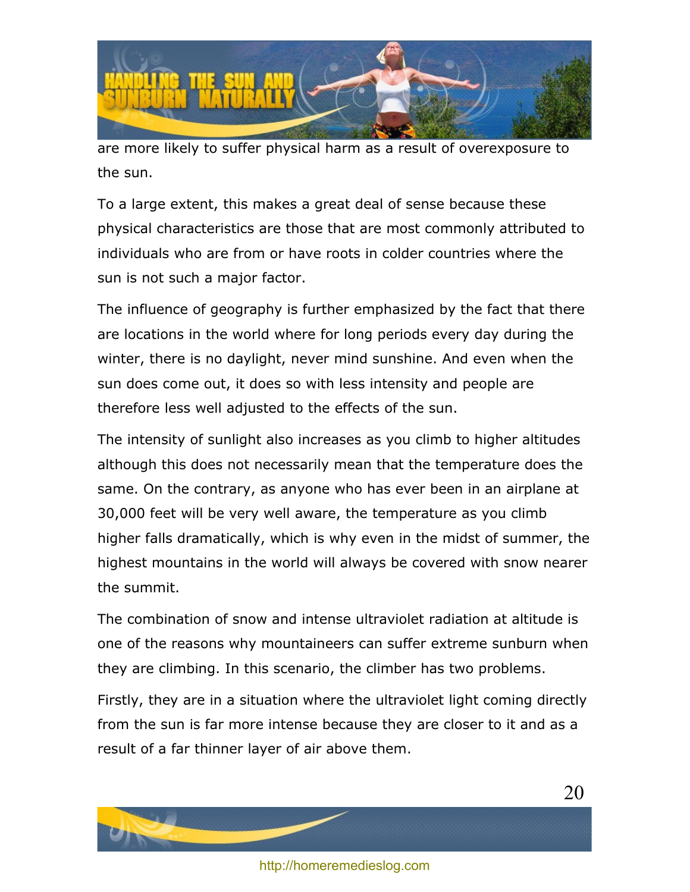are more likely to suffer physical harm as a result of overexposure to the sun.

To a large extent, this makes a great deal of sense because these physical characteristics are those that are most commonly attributed to individuals who are from or have roots in colder countries where the sun is not such a major factor.

The influence of geography is further emphasized by the fact that there are locations in the world where for long periods every day during the winter, there is no daylight, never mind sunshine. And even when the sun does come out, it does so with less intensity and people are therefore less well adjusted to the effects of the sun.

The intensity of sunlight also increases as you climb to higher altitudes although this does not necessarily mean that the temperature does the same. On the contrary, as anyone who has ever been in an airplane at 30,000 feet will be very well aware, the temperature as you climb higher falls dramatically, which is why even in the midst of summer, the highest mountains in the world will always be covered with snow nearer the summit.

The combination of snow and intense ultraviolet radiation at altitude is one of the reasons why mountaineers can suffer extreme sunburn when they are climbing. In this scenario, the climber has two problems.

Firstly, they are in a situation where the ultraviolet light coming directly from the sun is far more intense because they are closer to it and as a result of a far thinner layer of air above them.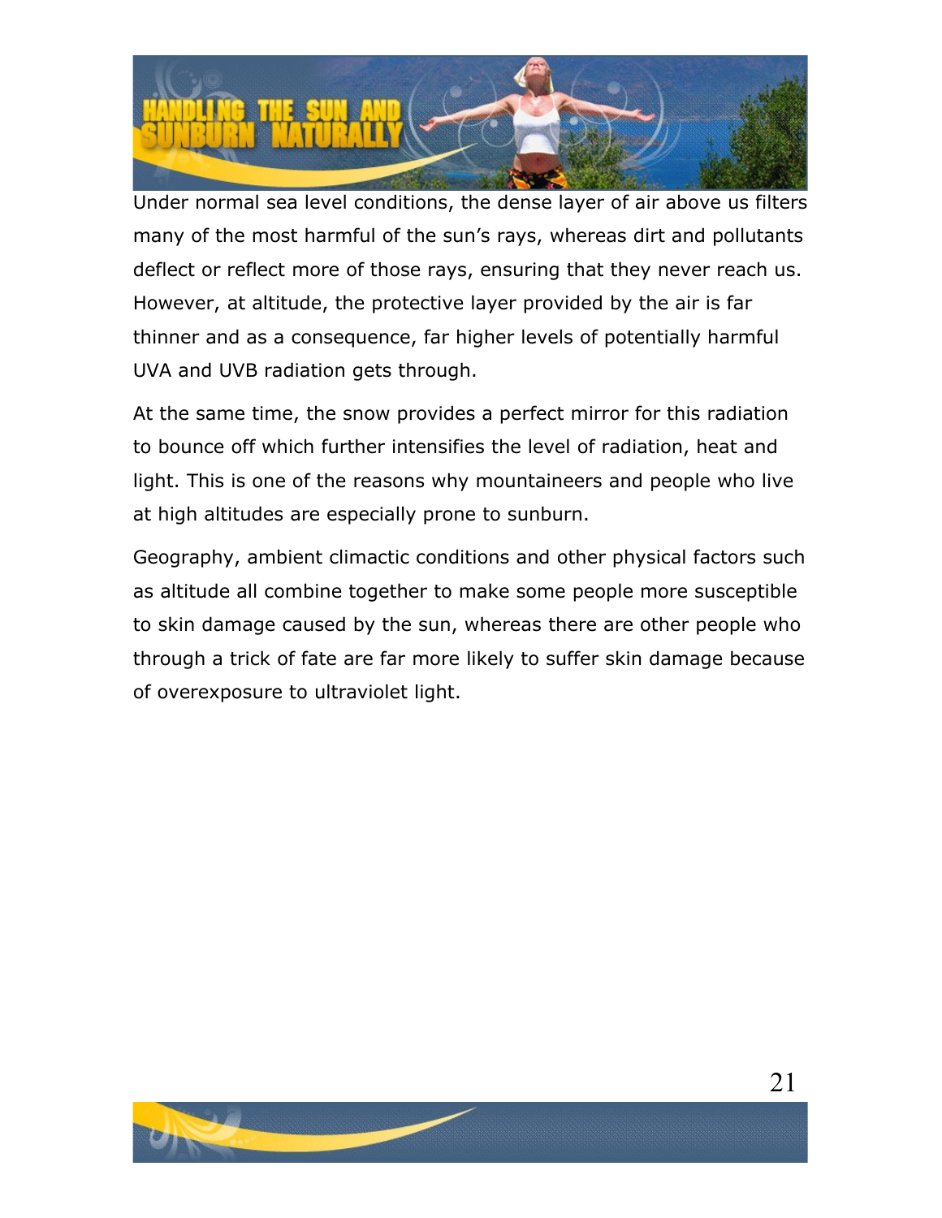Under normal sea level conditions, the dense layer of air above us filters many of the most harmful of the sun's rays, whereas dirt and pollutants deflect or reflect more of those rays, ensuring that they never reach us. However, at altitude, the protective layer provided by the air is far thinner and as a consequence, far higher levels of potentially harmful UVA and UVB radiation gets through.

At the same time, the snow provides a perfect mirror for this radiation to bounce off which further intensifies the level of radiation, heat and light. This is one of the reasons why mountaineers and people who live at high altitudes are especially prone to sunburn.

Geography, ambient climactic conditions and other physical factors such as altitude all combine together to make some people more susceptible to skin damage caused by the sun, whereas there are other people who through a trick of fate are far more likely to suffer skin damage because of overexposure to ultraviolet light.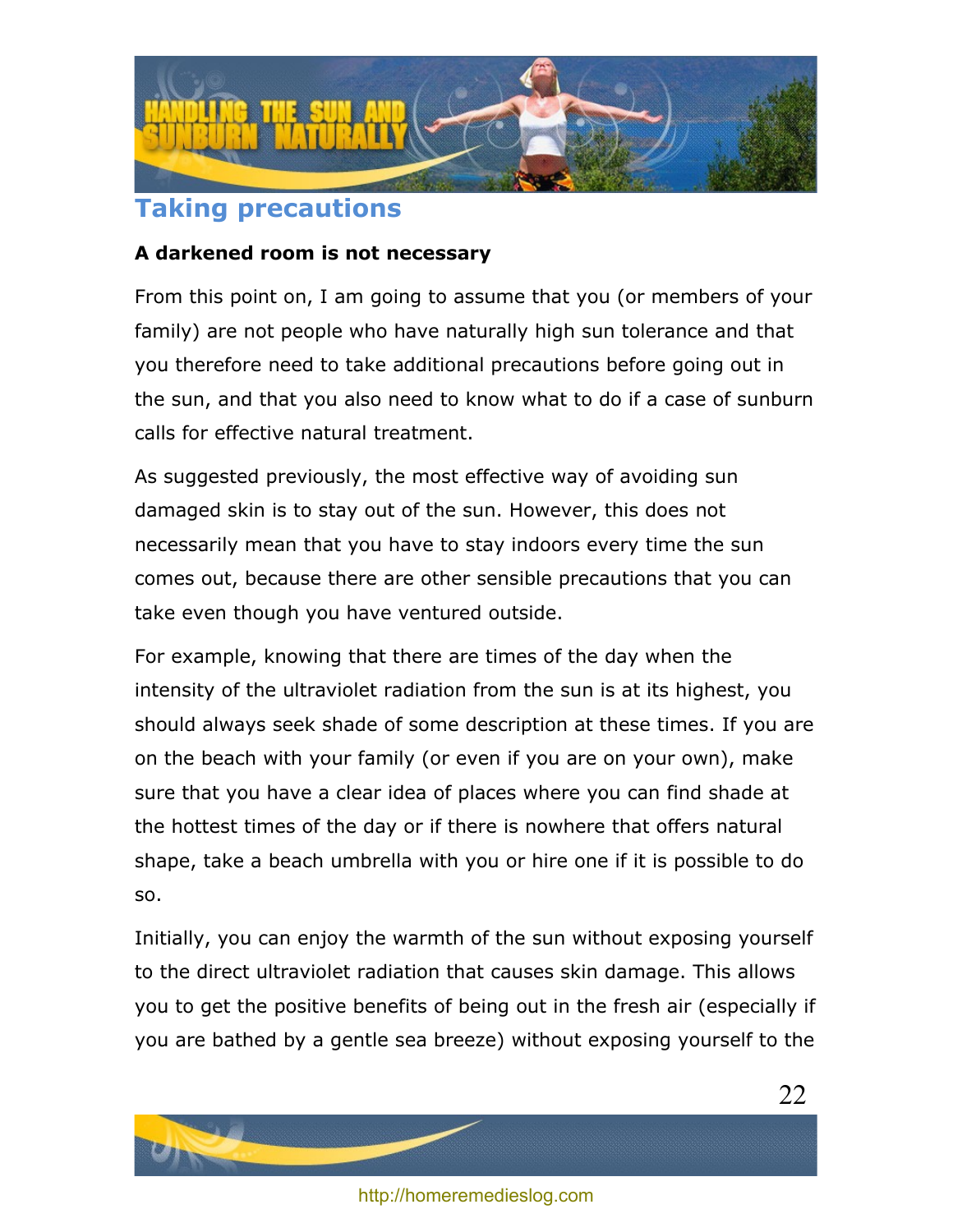## Taking precautions

**A darkened room is not necessary**

From this point on, I am going to assume that you (or members of your family) are not people who have naturally high sun tolerance and that you therefore need to take additional precautions before going out in the sun, and that you also need to know what to do if a case of sunburn calls for effective natural treatment.

As suggested previously, the most effective way of avoiding sun damaged skin is to stay out of the sun. However, this does not necessarily mean that you have to stay indoors every time the sun comes out, because there are other sensible precautions that you can take even though you have ventured outside.

For example, knowing that there are times of the day when the intensity of the ultraviolet radiation from the sun is at its highest, you should always seek shade of some description at these times. If you are on the beach with your family (or even if you are on your own), make sure that you have a clear idea of places where you can find shade at the hottest times of the day or if there is nowhere that offers natural shape, take a beach umbrella with you or hire one if it is possible to do so.

Initially, you can enjoy the warmth of the sun without exposing yourself to the direct ultraviolet radiation that causes skin damage. This allows you to get the positive benefits of being out in the fresh air (especially if you are bathed by a gentle sea breeze) without exposing yourself to the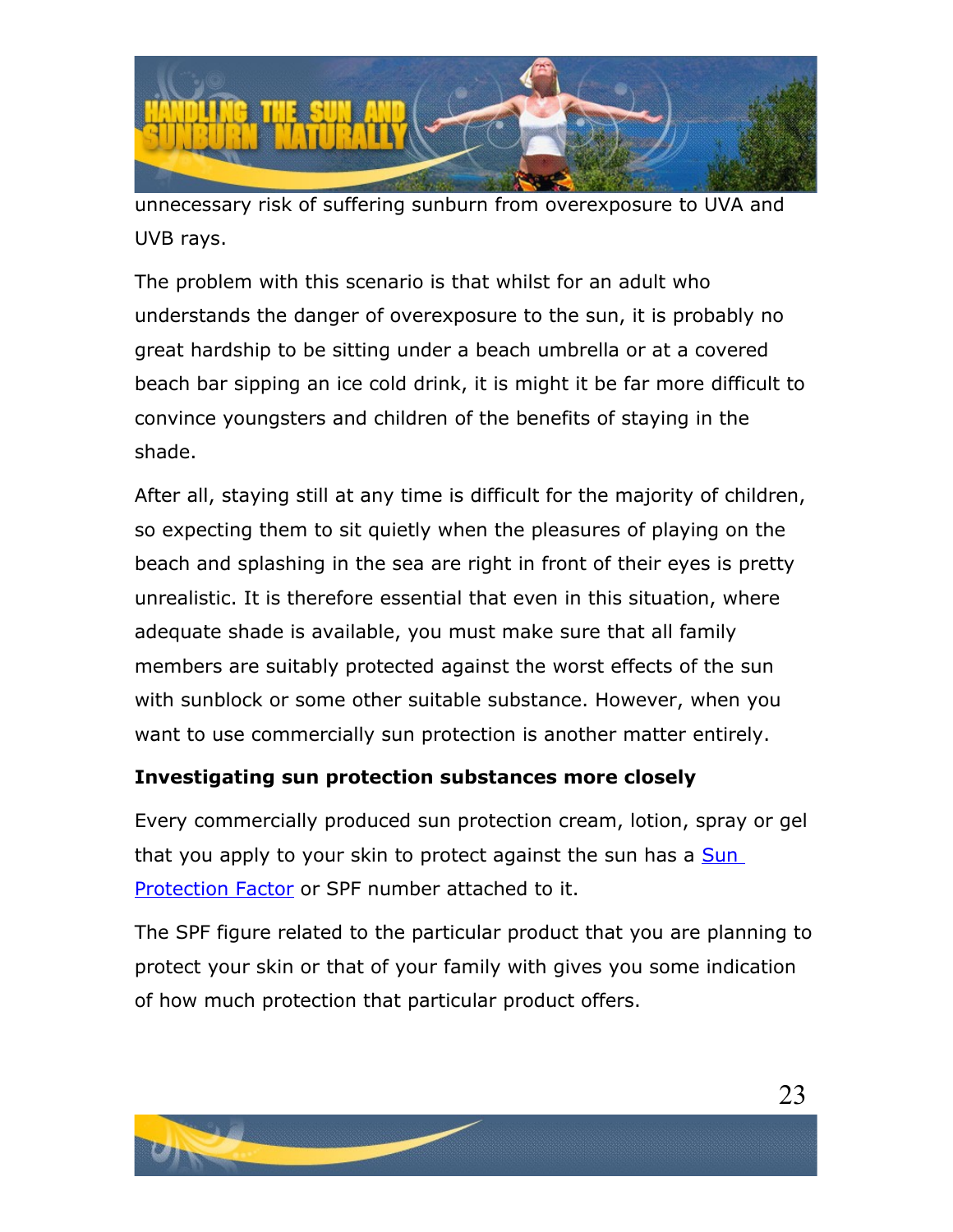unnecessary risk of suffering sunburn from overexposure to UVA and UVB rays.

The problem with this scenario is that whilst for an adult who understands the danger of overexposure to the sun, it is probably no great hardship to be sitting under a beach umbrella or at a covered beach bar sipping an ice cold drink, it is might it be far more difficult to convince youngsters and children of the benefits of staying in the shade.

After all, staying still at any time is difficult for the majority of children, so expecting them to sit quietly when the pleasures of playing on the beach and splashing in the sea are right in front of their eyes is pretty unrealistic. It is therefore essential that even in this situation, where adequate shade is available, you must make sure that all family members are suitably protected against the worst effects of the sun with sunblock or some other suitable substance. However, when you want to use commercially sun protection is another matter entirely.

**Investigating sun protection substances more closely**

Every commercially produced sun protection cream, lotion, spray or gel that you apply to your skin to protect against the sun has a Sun Protection Factor or SPF number attached to it.

The SPF figure related to the particular product that you are planning to protect your skin or that of your family with gives you some indication of how much protection that particular product offers.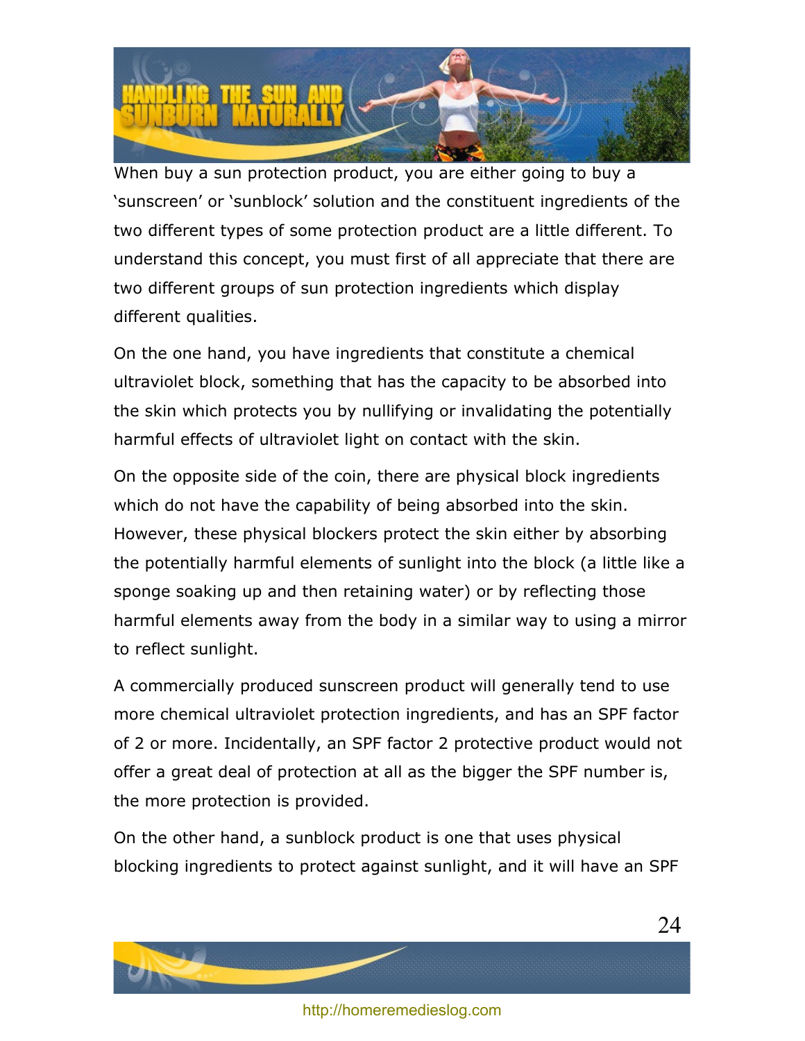When buy a sun protection product, you are either going to buy a 'sunscreen' or 'sunblock' solution and the constituent ingredients of the two different types of some protection product are a little different. To understand this concept, you must first of all appreciate that there are two different groups of sun protection ingredients which display different qualities.

On the one hand, you have ingredients that constitute a chemical ultraviolet block, something that has the capacity to be absorbed into the skin which protects you by nullifying or invalidating the potentially harmful effects of ultraviolet light on contact with the skin.

On the opposite side of the coin, there are physical block ingredients which do not have the capability of being absorbed into the skin. However, these physical blockers protect the skin either by absorbing the potentially harmful elements of sunlight into the block (a little like a sponge soaking up and then retaining water) or by reflecting those harmful elements away from the body in a similar way to using a mirror to reflect sunlight.

A commercially produced sunscreen product will generally tend to use more chemical ultraviolet protection ingredients, and has an SPF factor of 2 or more. Incidentally, an SPF factor 2 protective product would not offer a great deal of protection at all as the bigger the SPF number is, the more protection is provided.

On the other hand, a sunblock product is one that uses physical blocking ingredients to protect against sunlight, and it will have an SPF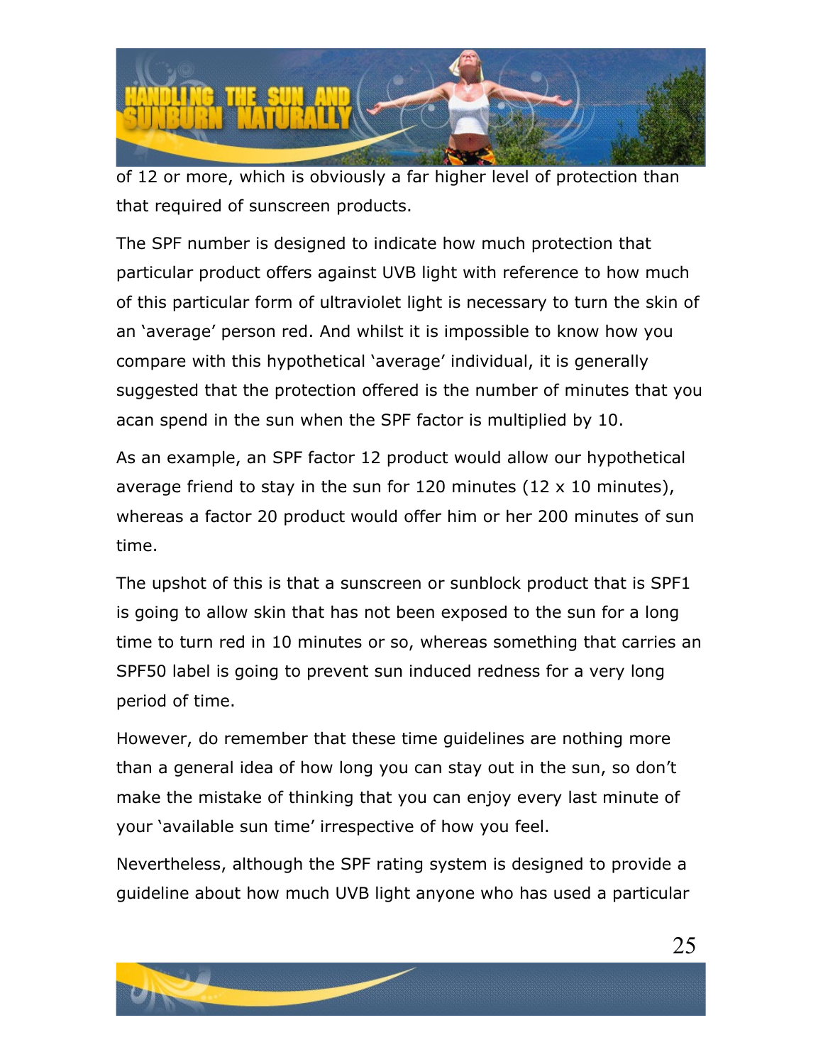of 12 or more, which is obviously a far higher level of protection than that required of sunscreen products.

The SPF number is designed to indicate how much protection that particular product offers against UVB light with reference to how much of this particular form of ultraviolet light is necessary to turn the skin of an 'average' person red. And whilst it is impossible to know how you compare with this hypothetical 'average' individual, it is generally suggested that the protection offered is the number of minutes that you acan spend in the sun when the SPF factor is multiplied by 10.

As an example, an SPF factor 12 product would allow our hypothetical average friend to stay in the sun for 120 minutes (12 x 10 minutes), whereas a factor 20 product would offer him or her 200 minutes of sun time.

The upshot of this is that a sunscreen or sunblock product that is SPF1 is going to allow skin that has not been exposed to the sun for a long time to turn red in 10 minutes or so, whereas something that carries an SPF50 label is going to prevent sun induced redness for a very long period of time.

However, do remember that these time guidelines are nothing more than a general idea of how long you can stay out in the sun, so don't make the mistake of thinking that you can enjoy every last minute of your 'available sun time' irrespective of how you feel.

Nevertheless, although the SPF rating system is designed to provide a guideline about how much UVB light anyone who has used a particular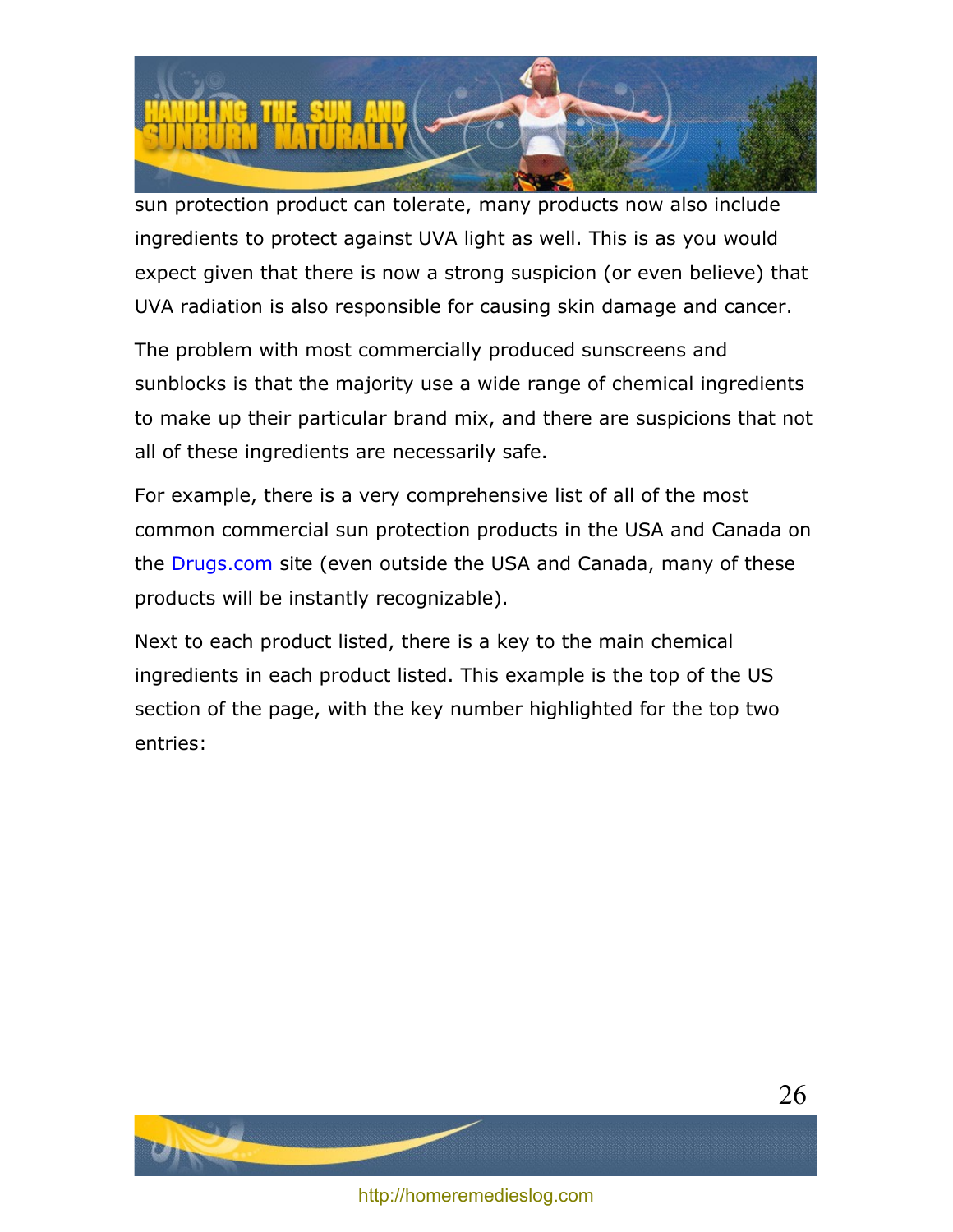sun protection product can tolerate, many products now also include ingredients to protect against UVA light as well. This is as you would expect given that there is now a strong suspicion (or even believe) that UVA radiation is also responsible for causing skin damage and cancer.

The problem with most commercially produced sunscreens and sunblocks is that the majority use a wide range of chemical ingredients to make up their particular brand mix, and there are suspicions that not all of these ingredients are necessarily safe.

For example, there is a very comprehensive list of all of the most common commercial sun protection products in the USA and Canada on the [Drugs.com](Drugs.com) site (even outside the USA and Canada, many of these products will be instantly recognizable).

Next to each product listed, there is a key to the main chemical ingredients in each product listed. This example is the top of the US section of the page, with the key number highlighted for the top two entries: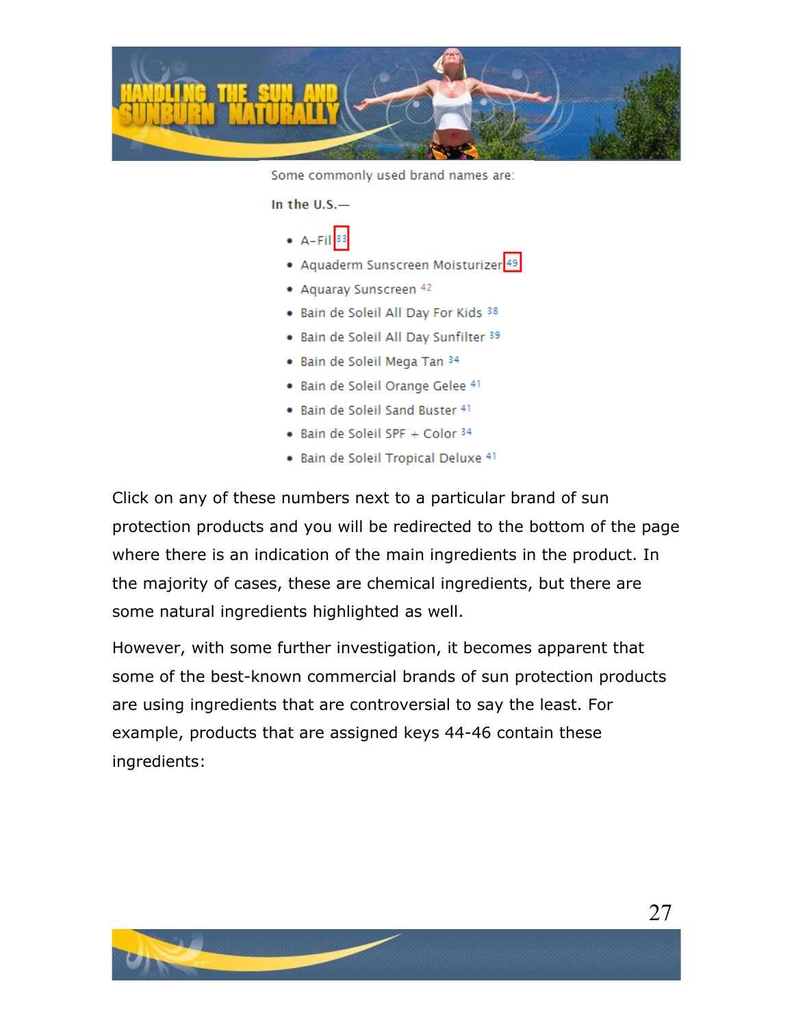Some commonly used brand names are:

**In the U.S.—**

- A-Fil [33]
- Aquaderm Sunscreen Moisturizer [49]
- Aquaray Sunscreen [42]
- Bain de Soleil All Day For Kids [38]
- Bain de Soleil All Day Sunfilter [39]
- Bain de Soleil Mega Tan [34]
- Bain de Soleil Orange Gelee [41]
- Bain de Soleil Sand Buster [41]
- Bain de Soleil SPF + Color [34]
- Bain de Soleil Tropical Deluxe [41]

Click on any of these numbers next to a particular brand of sun protection products and you will be redirected to the bottom of the page where there is an indication of the main ingredients in the product. In the majority of cases, these are chemical ingredients, but there are some natural ingredients highlighted as well.

However, with some further investigation, it becomes apparent that some of the best-known commercial brands of sun protection products are using ingredients that are controversial to say the least. For example, products that are assigned keys 44-46 contain these ingredients: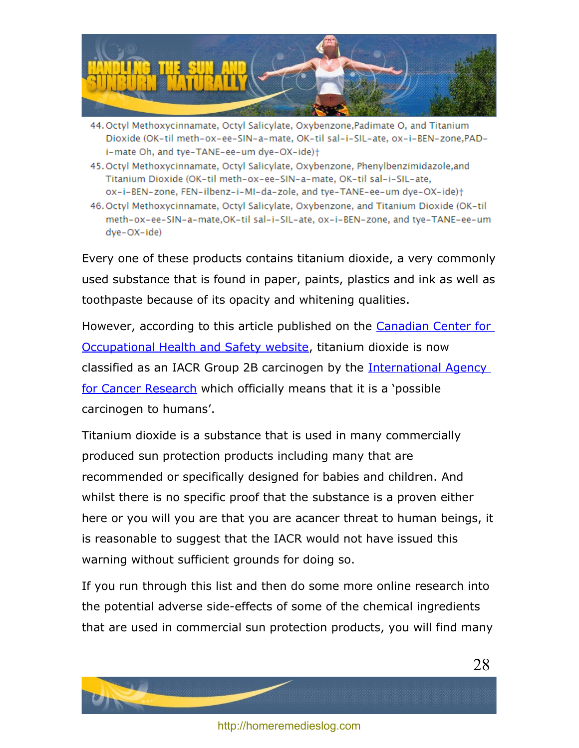44. Octyl Methoxycinnamate, Octyl Salicylate, Oxybenzone,Padimate O, and Titanium Dioxide (OK-til meth-ox-ee-SIN-a-mate, OK-til sal-i-SIL-ate, ox-i-BEN-zone,PAD-i-mate Oh, and tye-TANE-ee-um dye-OX-ide)†
45. Octyl Methoxycinnamate, Octyl Salicylate, Oxybenzone, Phenylbenzimidazole,and Titanium Dioxide (OK-til meth-ox-ee-SIN-a-mate, OK-til sal-i-SIL-ate, ox-i-BEN-zone, FEN-ilbenz-i-MI-da-zole, and tye-TANE-ee-um dye-OX-ide)†
46. Octyl Methoxycinnamate, Octyl Salicylate, Oxybenzone, and Titanium Dioxide (OK-til meth-ox-ee-SIN-a-mate,OK-til sal-i-SIL-ate, ox-i-BEN-zone, and tye-TANE-ee-um dye-OX-ide)

Every one of these products contains titanium dioxide, a very commonly used substance that is found in paper, paints, plastics and ink as well as toothpaste because of its opacity and whitening qualities.

However, according to this article published on the [Canadian Center for Occupational Health and Safety website](), titanium dioxide is now classified as an IACR Group 2B carcinogen by the [International Agency for Cancer Research]() which officially means that it is a 'possible carcinogen to humans'.

Titanium dioxide is a substance that is used in many commercially produced sun protection products including many that are recommended or specifically designed for babies and children. And whilst there is no specific proof that the substance is a proven either here or you will you are that you are acancer threat to human beings, it is reasonable to suggest that the IACR would not have issued this warning without sufficient grounds for doing so.

If you run through this list and then do some more online research into the potential adverse side-effects of some of the chemical ingredients that are used in commercial sun protection products, you will find many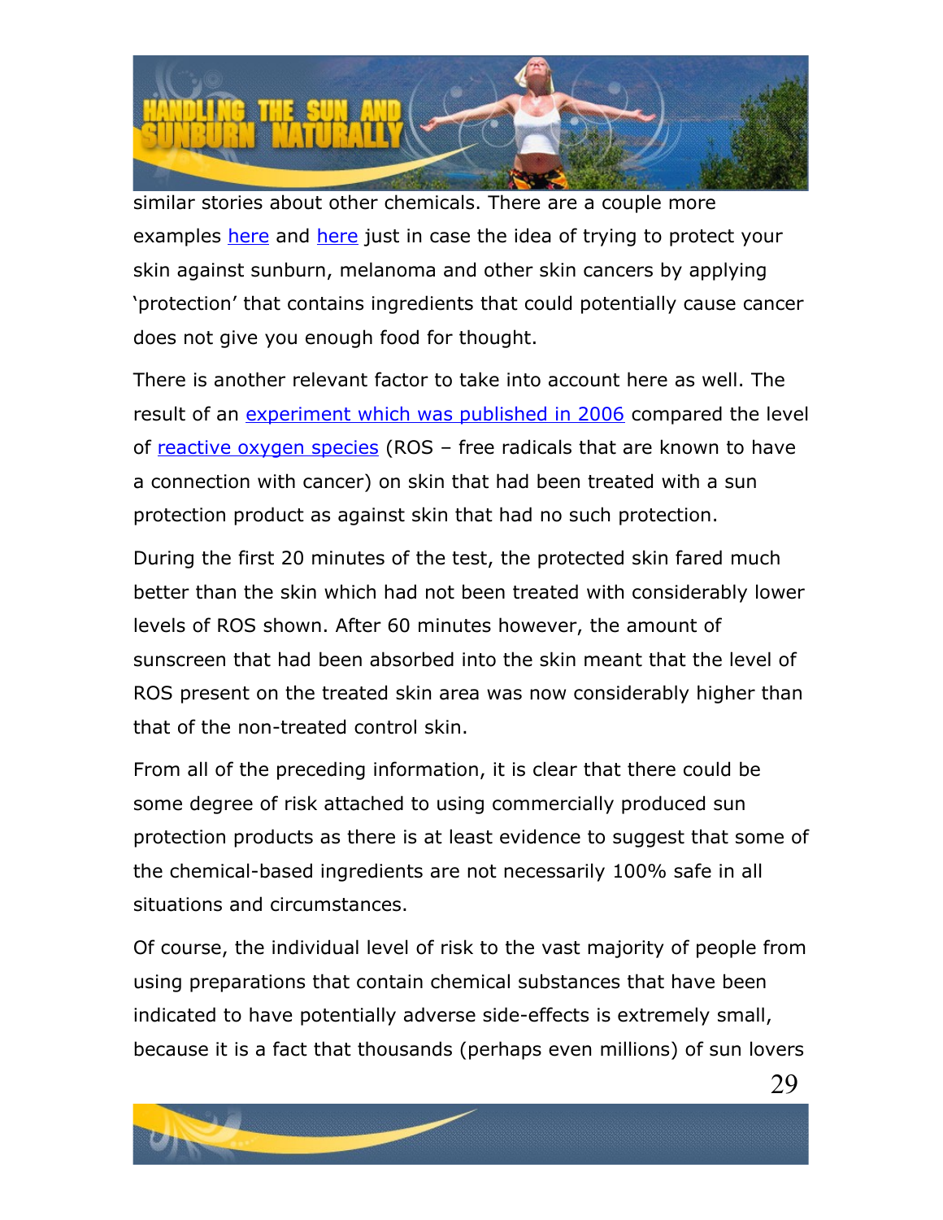similar stories about other chemicals. There are a couple more examples here and here just in case the idea of trying to protect your skin against sunburn, melanoma and other skin cancers by applying 'protection' that contains ingredients that could potentially cause cancer does not give you enough food for thought.

There is another relevant factor to take into account here as well. The result of an experiment which was published in 2006 compared the level of reactive oxygen species (ROS – free radicals that are known to have a connection with cancer) on skin that had been treated with a sun protection product as against skin that had no such protection.

During the first 20 minutes of the test, the protected skin fared much better than the skin which had not been treated with considerably lower levels of ROS shown. After 60 minutes however, the amount of sunscreen that had been absorbed into the skin meant that the level of ROS present on the treated skin area was now considerably higher than that of the non-treated control skin.

From all of the preceding information, it is clear that there could be some degree of risk attached to using commercially produced sun protection products as there is at least evidence to suggest that some of the chemical-based ingredients are not necessarily 100% safe in all situations and circumstances.

Of course, the individual level of risk to the vast majority of people from using preparations that contain chemical substances that have been indicated to have potentially adverse side-effects is extremely small, because it is a fact that thousands (perhaps even millions) of sun lovers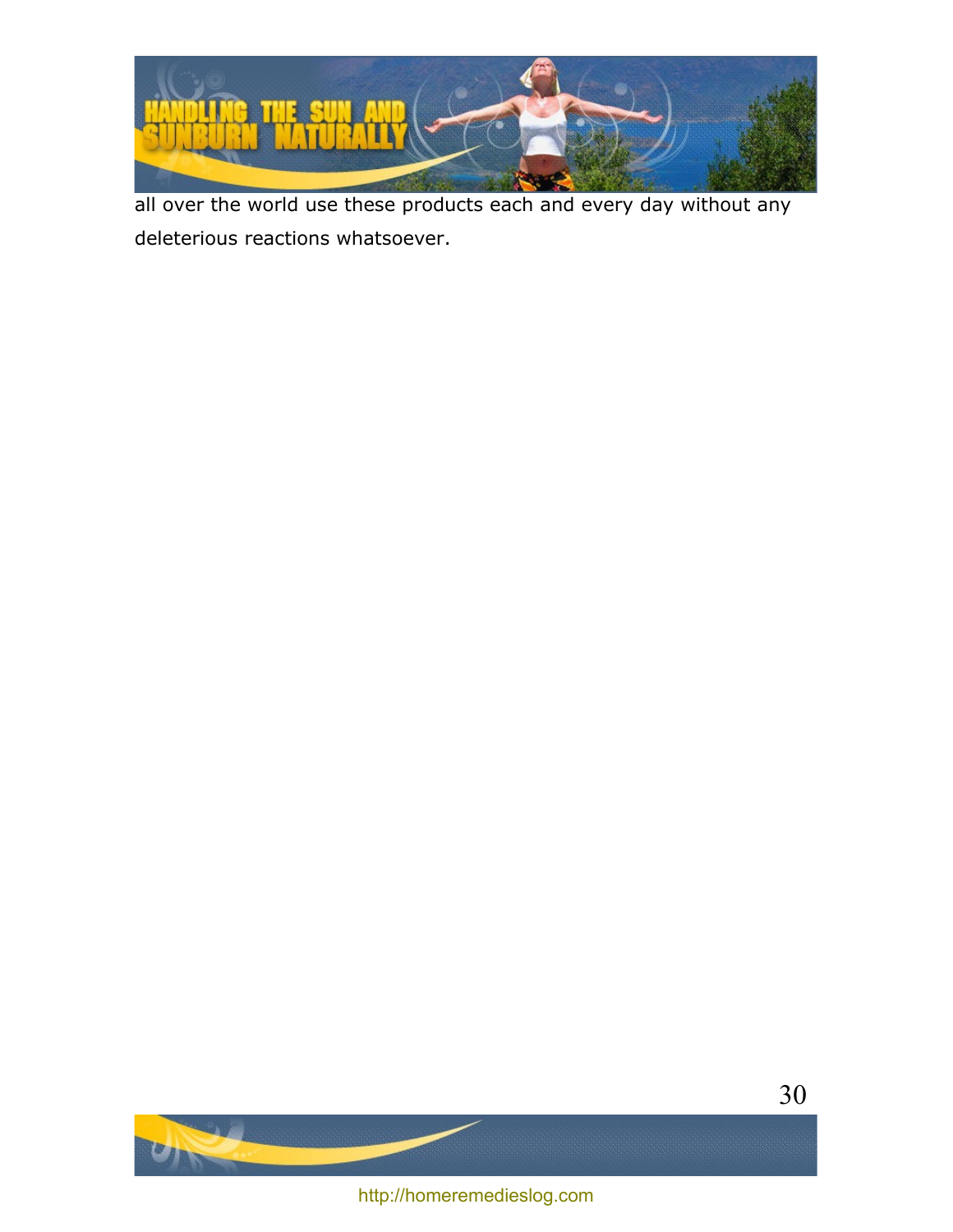all over the world use these products each and every day without any deleterious reactions whatsoever.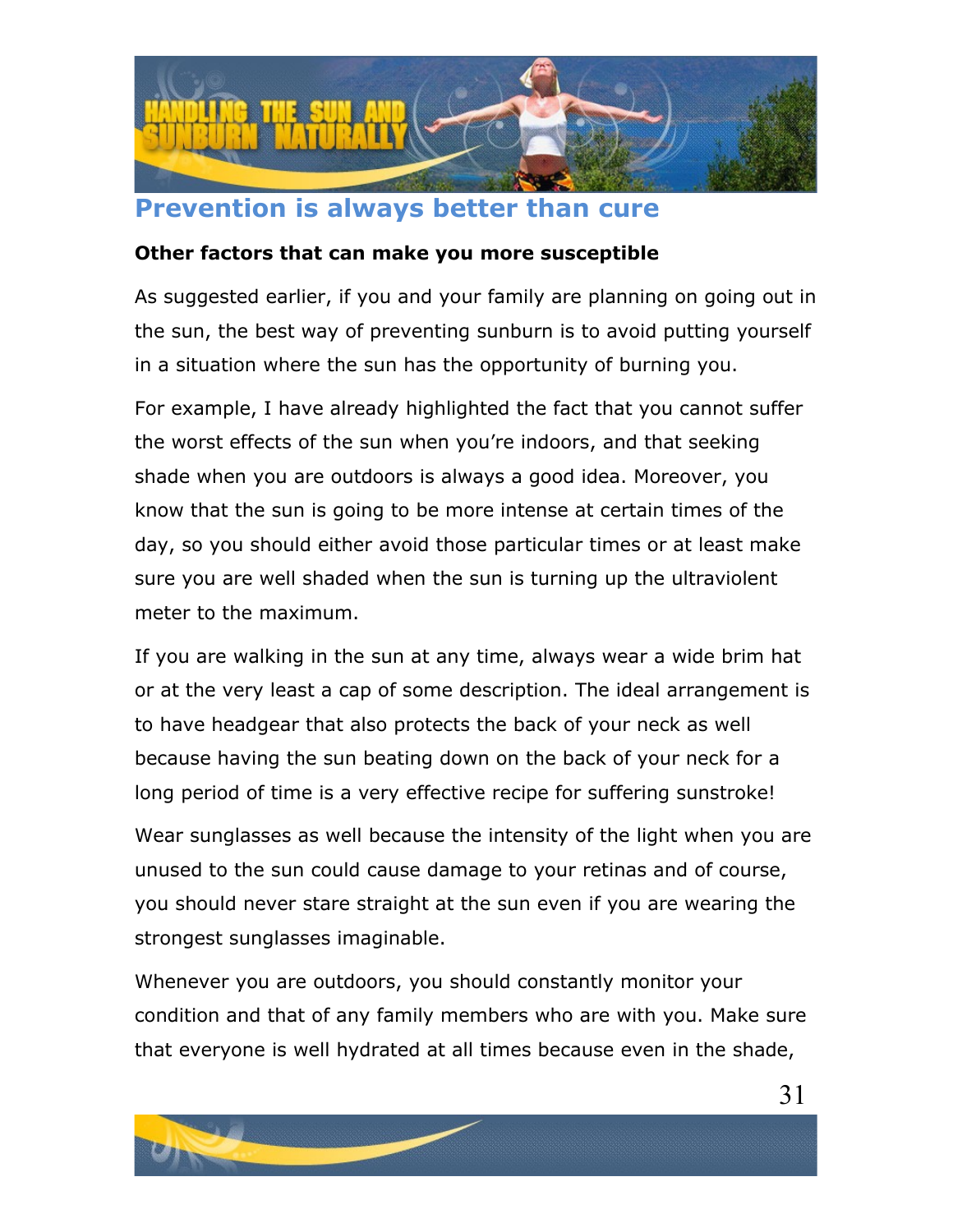## Prevention is always better than cure

**Other factors that can make you more susceptible**

As suggested earlier, if you and your family are planning on going out in the sun, the best way of preventing sunburn is to avoid putting yourself in a situation where the sun has the opportunity of burning you.

For example, I have already highlighted the fact that you cannot suffer the worst effects of the sun when you're indoors, and that seeking shade when you are outdoors is always a good idea. Moreover, you know that the sun is going to be more intense at certain times of the day, so you should either avoid those particular times or at least make sure you are well shaded when the sun is turning up the ultraviolent meter to the maximum.

If you are walking in the sun at any time, always wear a wide brim hat or at the very least a cap of some description. The ideal arrangement is to have headgear that also protects the back of your neck as well because having the sun beating down on the back of your neck for a long period of time is a very effective recipe for suffering sunstroke!

Wear sunglasses as well because the intensity of the light when you are unused to the sun could cause damage to your retinas and of course, you should never stare straight at the sun even if you are wearing the strongest sunglasses imaginable.

Whenever you are outdoors, you should constantly monitor your condition and that of any family members who are with you. Make sure that everyone is well hydrated at all times because even in the shade,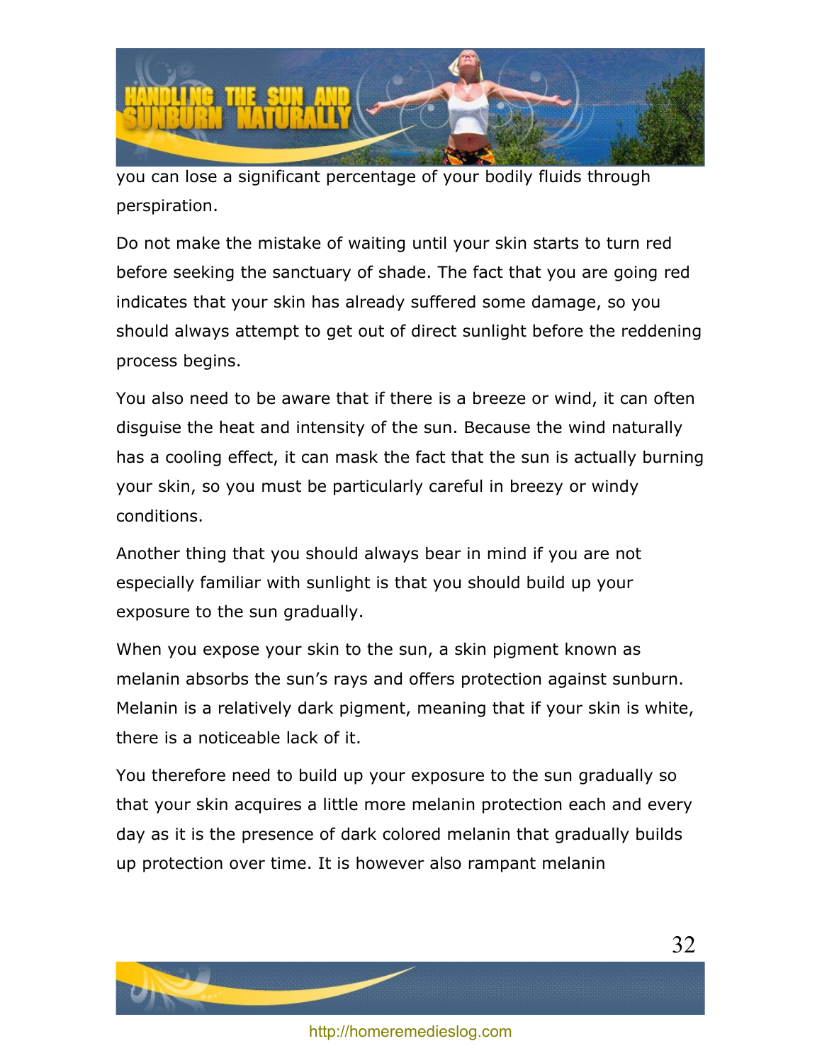you can lose a significant percentage of your bodily fluids through perspiration.

Do not make the mistake of waiting until your skin starts to turn red before seeking the sanctuary of shade. The fact that you are going red indicates that your skin has already suffered some damage, so you should always attempt to get out of direct sunlight before the reddening process begins.

You also need to be aware that if there is a breeze or wind, it can often disguise the heat and intensity of the sun. Because the wind naturally has a cooling effect, it can mask the fact that the sun is actually burning your skin, so you must be particularly careful in breezy or windy conditions.

Another thing that you should always bear in mind if you are not especially familiar with sunlight is that you should build up your exposure to the sun gradually.

When you expose your skin to the sun, a skin pigment known as melanin absorbs the sun's rays and offers protection against sunburn. Melanin is a relatively dark pigment, meaning that if your skin is white, there is a noticeable lack of it.

You therefore need to build up your exposure to the sun gradually so that your skin acquires a little more melanin protection each and every day as it is the presence of dark colored melanin that gradually builds up protection over time. It is however also rampant melanin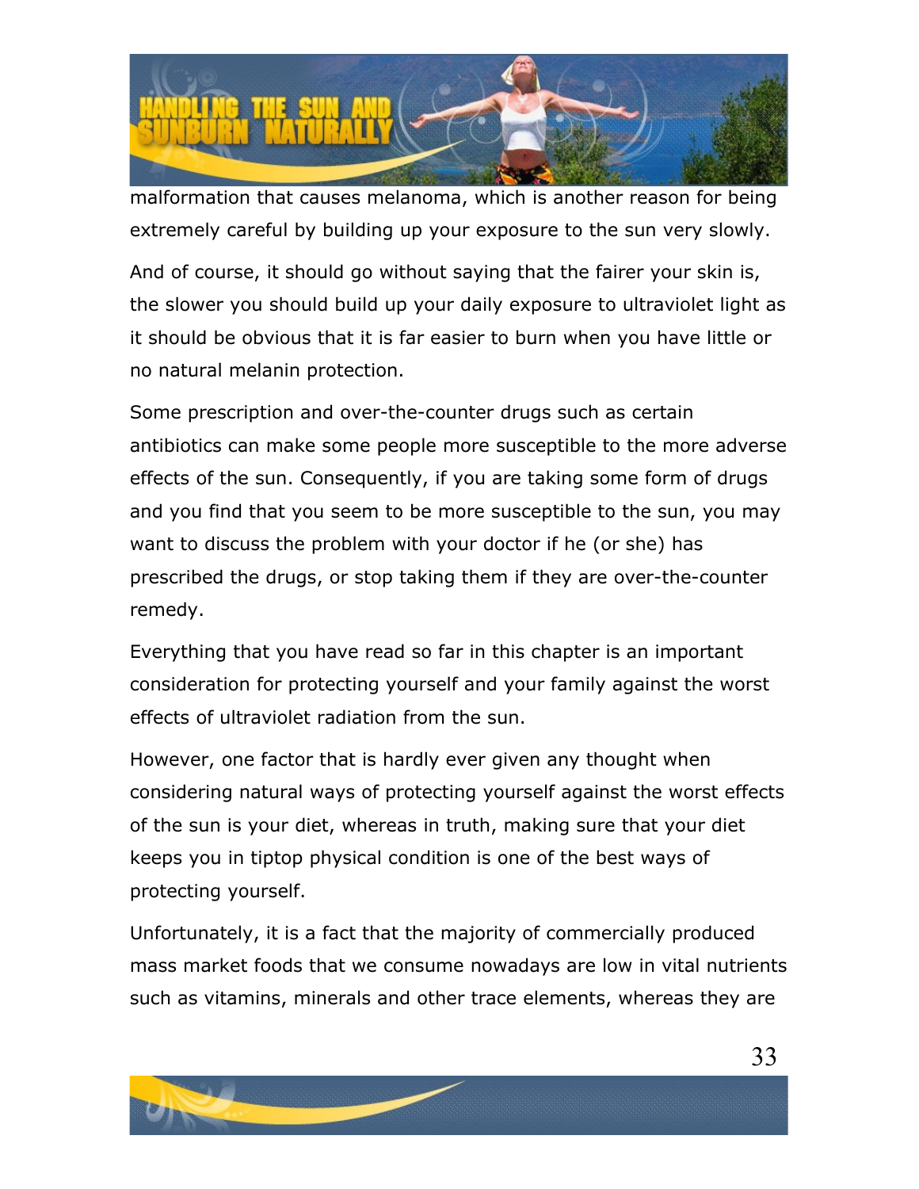malformation that causes melanoma, which is another reason for being extremely careful by building up your exposure to the sun very slowly.

And of course, it should go without saying that the fairer your skin is, the slower you should build up your daily exposure to ultraviolet light as it should be obvious that it is far easier to burn when you have little or no natural melanin protection.

Some prescription and over-the-counter drugs such as certain antibiotics can make some people more susceptible to the more adverse effects of the sun. Consequently, if you are taking some form of drugs and you find that you seem to be more susceptible to the sun, you may want to discuss the problem with your doctor if he (or she) has prescribed the drugs, or stop taking them if they are over-the-counter remedy.

Everything that you have read so far in this chapter is an important consideration for protecting yourself and your family against the worst effects of ultraviolet radiation from the sun.

However, one factor that is hardly ever given any thought when considering natural ways of protecting yourself against the worst effects of the sun is your diet, whereas in truth, making sure that your diet keeps you in tiptop physical condition is one of the best ways of protecting yourself.

Unfortunately, it is a fact that the majority of commercially produced mass market foods that we consume nowadays are low in vital nutrients such as vitamins, minerals and other trace elements, whereas they are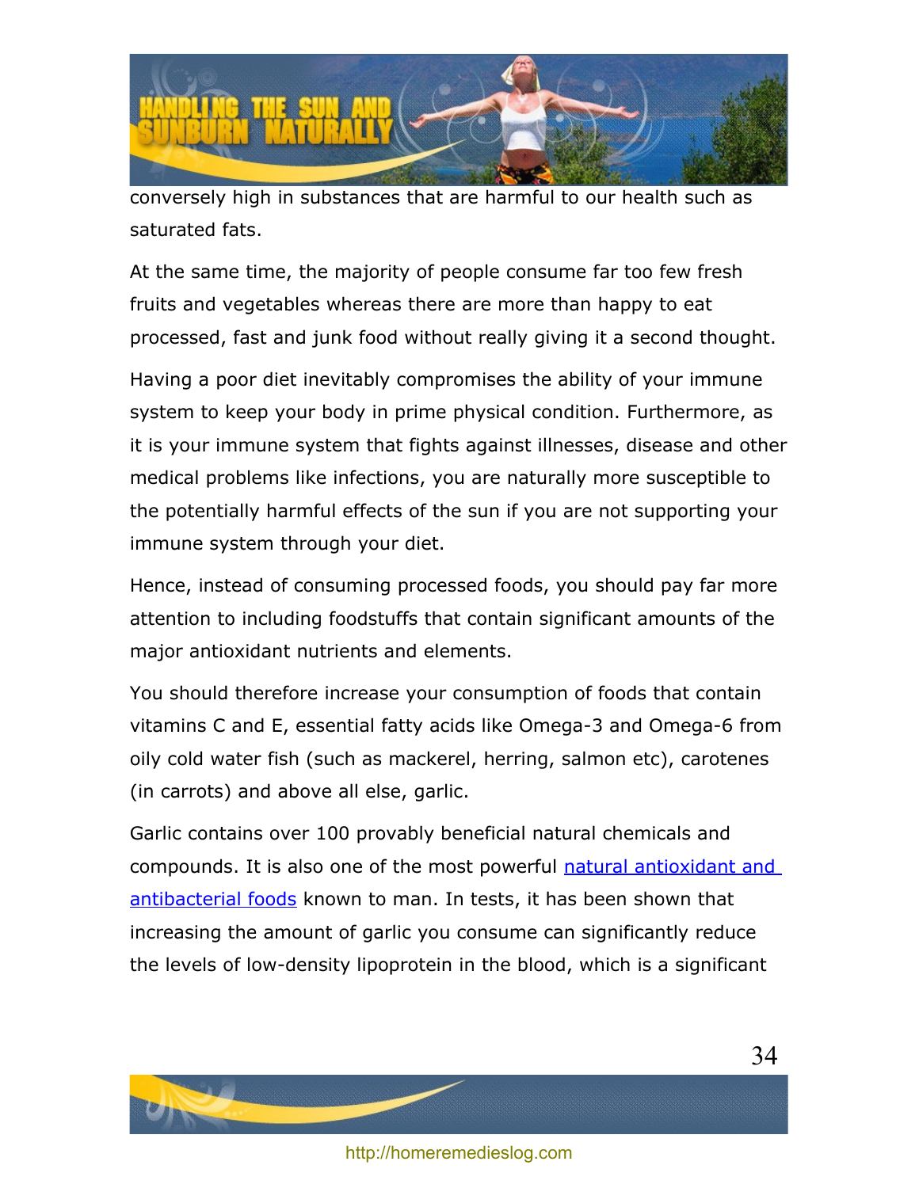conversely high in substances that are harmful to our health such as saturated fats.

At the same time, the majority of people consume far too few fresh fruits and vegetables whereas there are more than happy to eat processed, fast and junk food without really giving it a second thought.

Having a poor diet inevitably compromises the ability of your immune system to keep your body in prime physical condition. Furthermore, as it is your immune system that fights against illnesses, disease and other medical problems like infections, you are naturally more susceptible to the potentially harmful effects of the sun if you are not supporting your immune system through your diet.

Hence, instead of consuming processed foods, you should pay far more attention to including foodstuffs that contain significant amounts of the major antioxidant nutrients and elements.

You should therefore increase your consumption of foods that contain vitamins C and E, essential fatty acids like Omega-3 and Omega-6 from oily cold water fish (such as mackerel, herring, salmon etc), carotenes (in carrots) and above all else, garlic.

Garlic contains over 100 provably beneficial natural chemicals and compounds. It is also one of the most powerful [natural antioxidant and antibacterial foods] known to man. In tests, it has been shown that increasing the amount of garlic you consume can significantly reduce the levels of low-density lipoprotein in the blood, which is a significant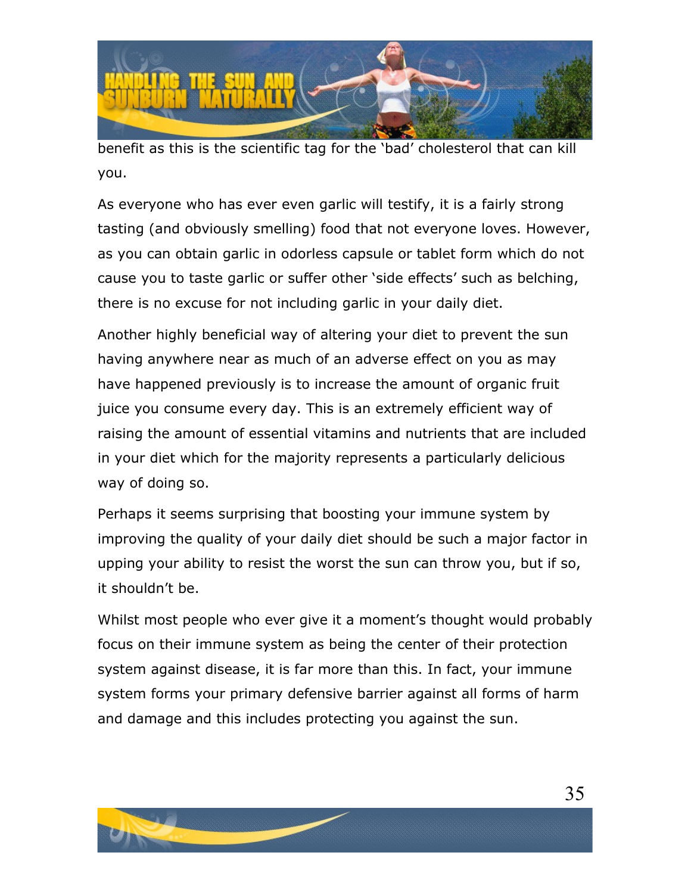benefit as this is the scientific tag for the 'bad' cholesterol that can kill you.

As everyone who has ever even garlic will testify, it is a fairly strong tasting (and obviously smelling) food that not everyone loves. However, as you can obtain garlic in odorless capsule or tablet form which do not cause you to taste garlic or suffer other 'side effects' such as belching, there is no excuse for not including garlic in your daily diet.

Another highly beneficial way of altering your diet to prevent the sun having anywhere near as much of an adverse effect on you as may have happened previously is to increase the amount of organic fruit juice you consume every day. This is an extremely efficient way of raising the amount of essential vitamins and nutrients that are included in your diet which for the majority represents a particularly delicious way of doing so.

Perhaps it seems surprising that boosting your immune system by improving the quality of your daily diet should be such a major factor in upping your ability to resist the worst the sun can throw you, but if so, it shouldn't be.

Whilst most people who ever give it a moment's thought would probably focus on their immune system as being the center of their protection system against disease, it is far more than this. In fact, your immune system forms your primary defensive barrier against all forms of harm and damage and this includes protecting you against the sun.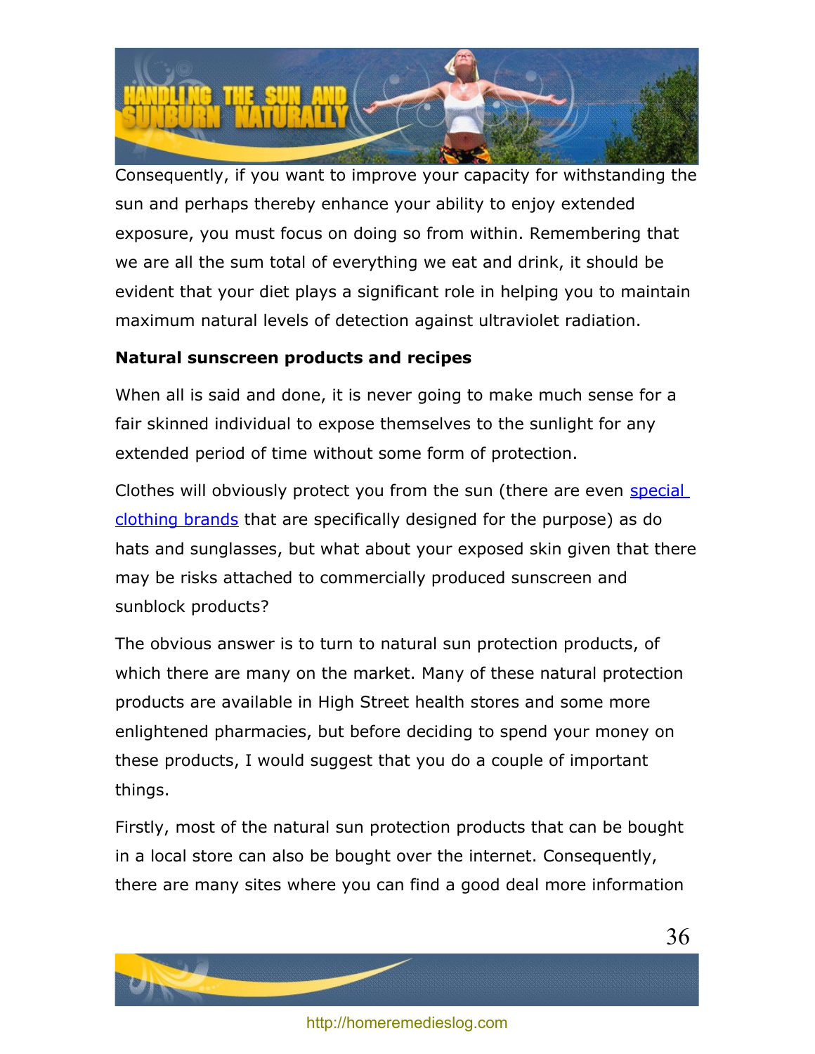Consequently, if you want to improve your capacity for withstanding the sun and perhaps thereby enhance your ability to enjoy extended exposure, you must focus on doing so from within. Remembering that we are all the sum total of everything we eat and drink, it should be evident that your diet plays a significant role in helping you to maintain maximum natural levels of detection against ultraviolet radiation.

**Natural sunscreen products and recipes**

When all is said and done, it is never going to make much sense for a fair skinned individual to expose themselves to the sunlight for any extended period of time without some form of protection.

Clothes will obviously protect you from the sun (there are even special clothing brands that are specifically designed for the purpose) as do hats and sunglasses, but what about your exposed skin given that there may be risks attached to commercially produced sunscreen and sunblock products?

The obvious answer is to turn to natural sun protection products, of which there are many on the market. Many of these natural protection products are available in High Street health stores and some more enlightened pharmacies, but before deciding to spend your money on these products, I would suggest that you do a couple of important things.

Firstly, most of the natural sun protection products that can be bought in a local store can also be bought over the internet. Consequently, there are many sites where you can find a good deal more information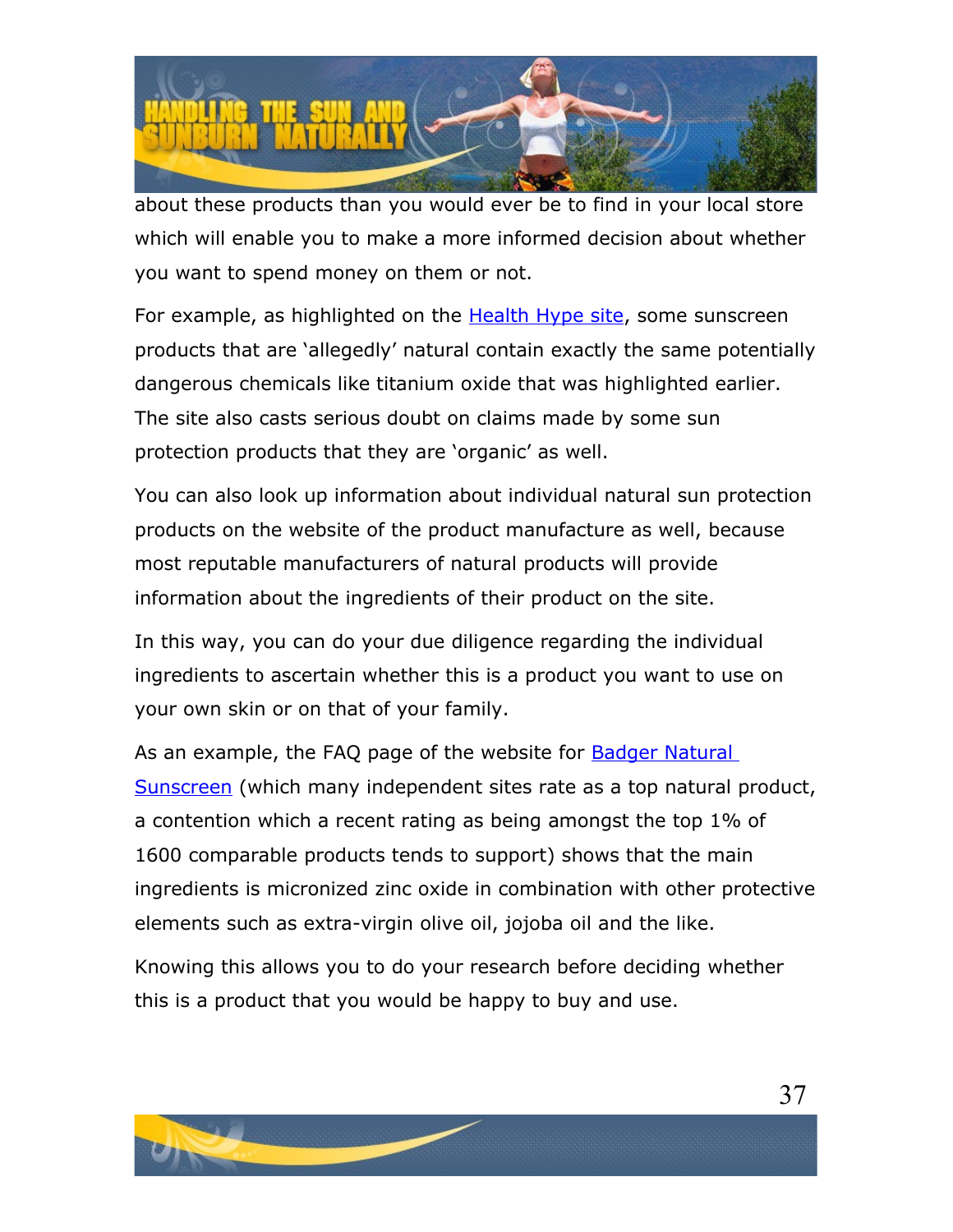about these products than you would ever be to find in your local store which will enable you to make a more informed decision about whether you want to spend money on them or not.

For example, as highlighted on the Health Hype site, some sunscreen products that are 'allegedly' natural contain exactly the same potentially dangerous chemicals like titanium oxide that was highlighted earlier. The site also casts serious doubt on claims made by some sun protection products that they are 'organic' as well.

You can also look up information about individual natural sun protection products on the website of the product manufacture as well, because most reputable manufacturers of natural products will provide information about the ingredients of their product on the site.

In this way, you can do your due diligence regarding the individual ingredients to ascertain whether this is a product you want to use on your own skin or on that of your family.

As an example, the FAQ page of the website for Badger Natural Sunscreen (which many independent sites rate as a top natural product, a contention which a recent rating as being amongst the top 1% of 1600 comparable products tends to support) shows that the main ingredients is micronized zinc oxide in combination with other protective elements such as extra-virgin olive oil, jojoba oil and the like.

Knowing this allows you to do your research before deciding whether this is a product that you would be happy to buy and use.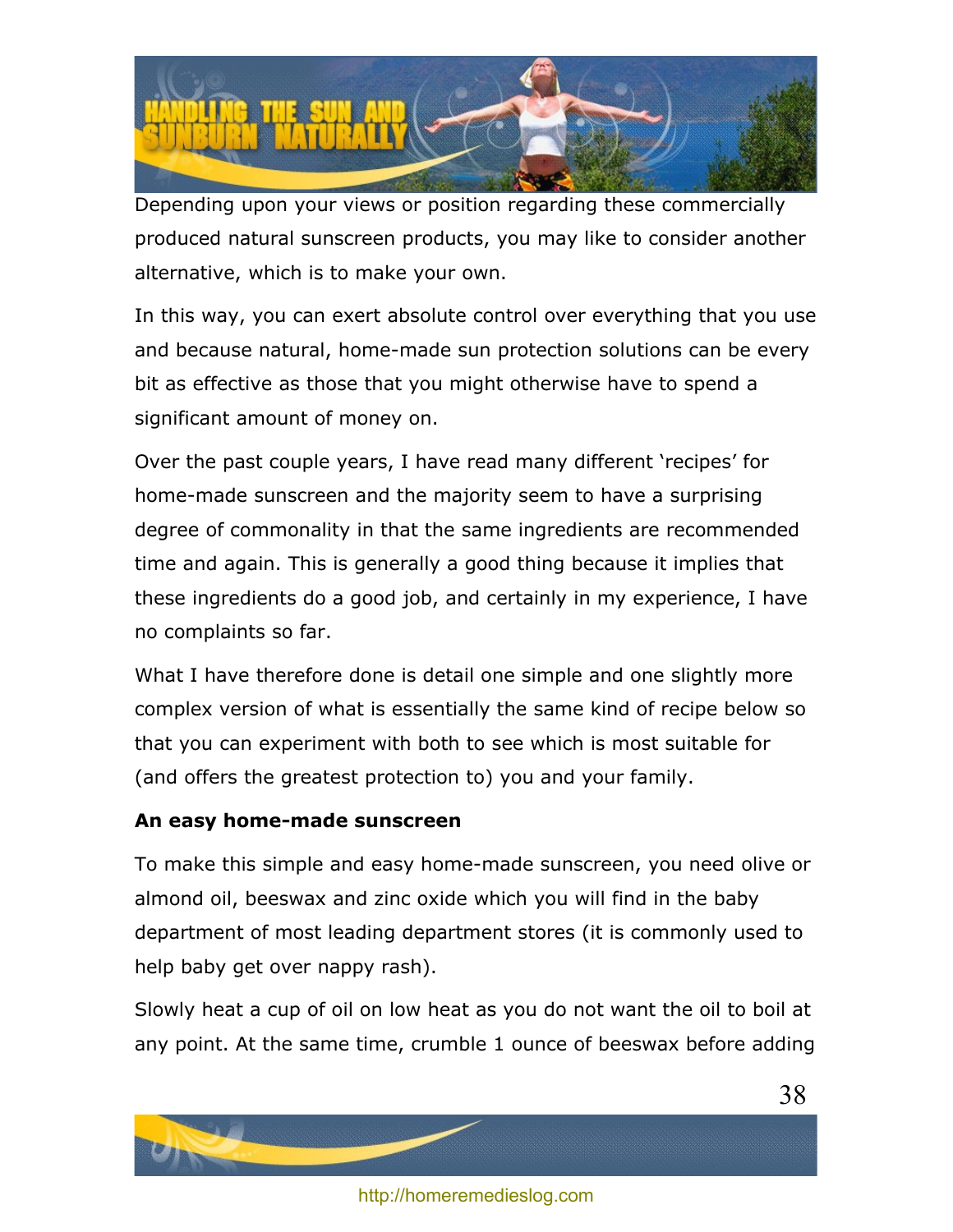Depending upon your views or position regarding these commercially produced natural sunscreen products, you may like to consider another alternative, which is to make your own.

In this way, you can exert absolute control over everything that you use and because natural, home-made sun protection solutions can be every bit as effective as those that you might otherwise have to spend a significant amount of money on.

Over the past couple years, I have read many different 'recipes' for home-made sunscreen and the majority seem to have a surprising degree of commonality in that the same ingredients are recommended time and again. This is generally a good thing because it implies that these ingredients do a good job, and certainly in my experience, I have no complaints so far.

What I have therefore done is detail one simple and one slightly more complex version of what is essentially the same kind of recipe below so that you can experiment with both to see which is most suitable for (and offers the greatest protection to) you and your family.

**An easy home-made sunscreen**

To make this simple and easy home-made sunscreen, you need olive or almond oil, beeswax and zinc oxide which you will find in the baby department of most leading department stores (it is commonly used to help baby get over nappy rash).

Slowly heat a cup of oil on low heat as you do not want the oil to boil at any point. At the same time, crumble 1 ounce of beeswax before adding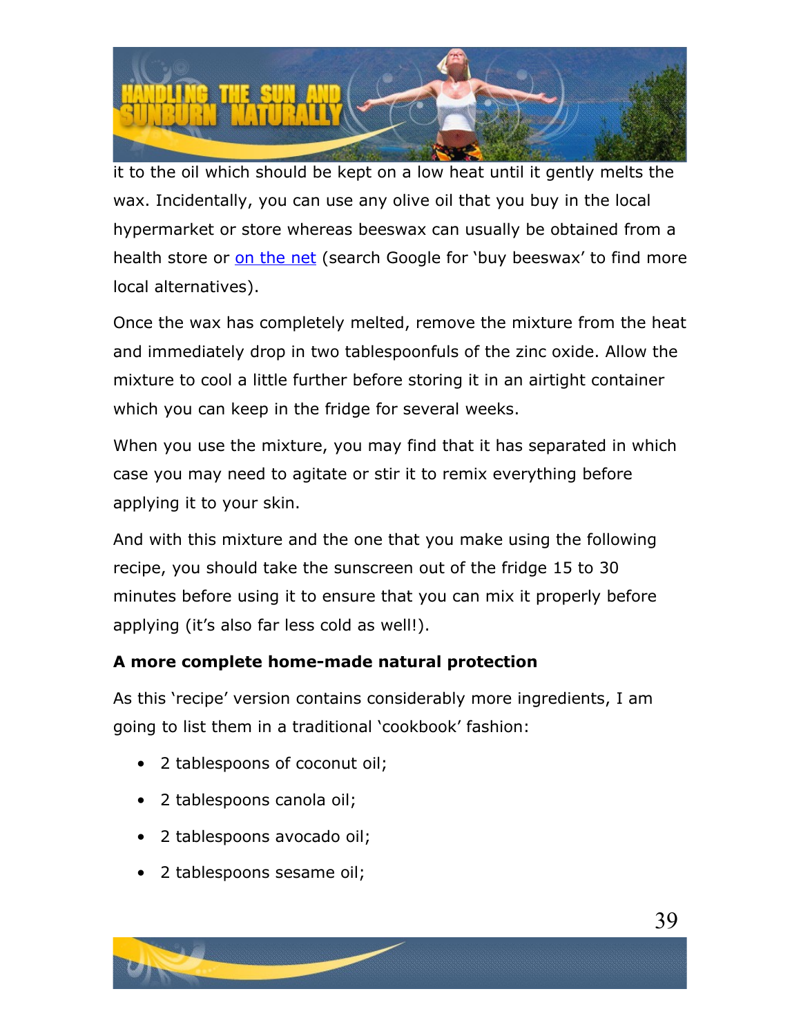it to the oil which should be kept on a low heat until it gently melts the wax. Incidentally, you can use any olive oil that you buy in the local hypermarket or store whereas beeswax can usually be obtained from a health store or on the net (search Google for 'buy beeswax' to find more local alternatives).

Once the wax has completely melted, remove the mixture from the heat and immediately drop in two tablespoonfuls of the zinc oxide. Allow the mixture to cool a little further before storing it in an airtight container which you can keep in the fridge for several weeks.

When you use the mixture, you may find that it has separated in which case you may need to agitate or stir it to remix everything before applying it to your skin.

And with this mixture and the one that you make using the following recipe, you should take the sunscreen out of the fridge 15 to 30 minutes before using it to ensure that you can mix it properly before applying (it's also far less cold as well!).

**A more complete home-made natural protection**

As this 'recipe' version contains considerably more ingredients, I am going to list them in a traditional 'cookbook' fashion:

- 2 tablespoons of coconut oil;
- 2 tablespoons canola oil;
- 2 tablespoons avocado oil;
- 2 tablespoons sesame oil;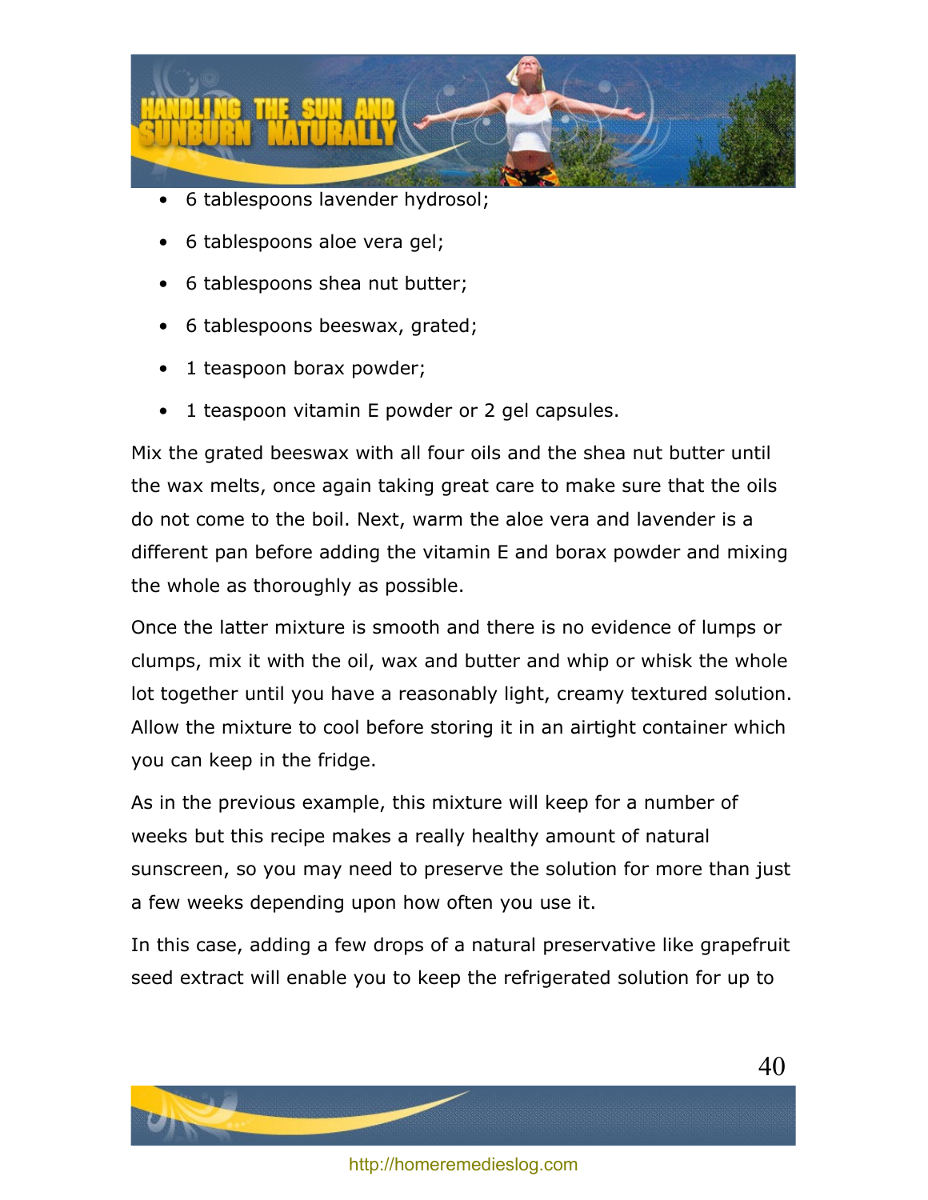- 6 tablespoons lavender hydrosol;
- 6 tablespoons aloe vera gel;
- 6 tablespoons shea nut butter;
- 6 tablespoons beeswax, grated;
- 1 teaspoon borax powder;
- 1 teaspoon vitamin E powder or 2 gel capsules.

Mix the grated beeswax with all four oils and the shea nut butter until the wax melts, once again taking great care to make sure that the oils do not come to the boil. Next, warm the aloe vera and lavender is a different pan before adding the vitamin E and borax powder and mixing the whole as thoroughly as possible.

Once the latter mixture is smooth and there is no evidence of lumps or clumps, mix it with the oil, wax and butter and whip or whisk the whole lot together until you have a reasonably light, creamy textured solution. Allow the mixture to cool before storing it in an airtight container which you can keep in the fridge.

As in the previous example, this mixture will keep for a number of weeks but this recipe makes a really healthy amount of natural sunscreen, so you may need to preserve the solution for more than just a few weeks depending upon how often you use it.

In this case, adding a few drops of a natural preservative like grapefruit seed extract will enable you to keep the refrigerated solution for up to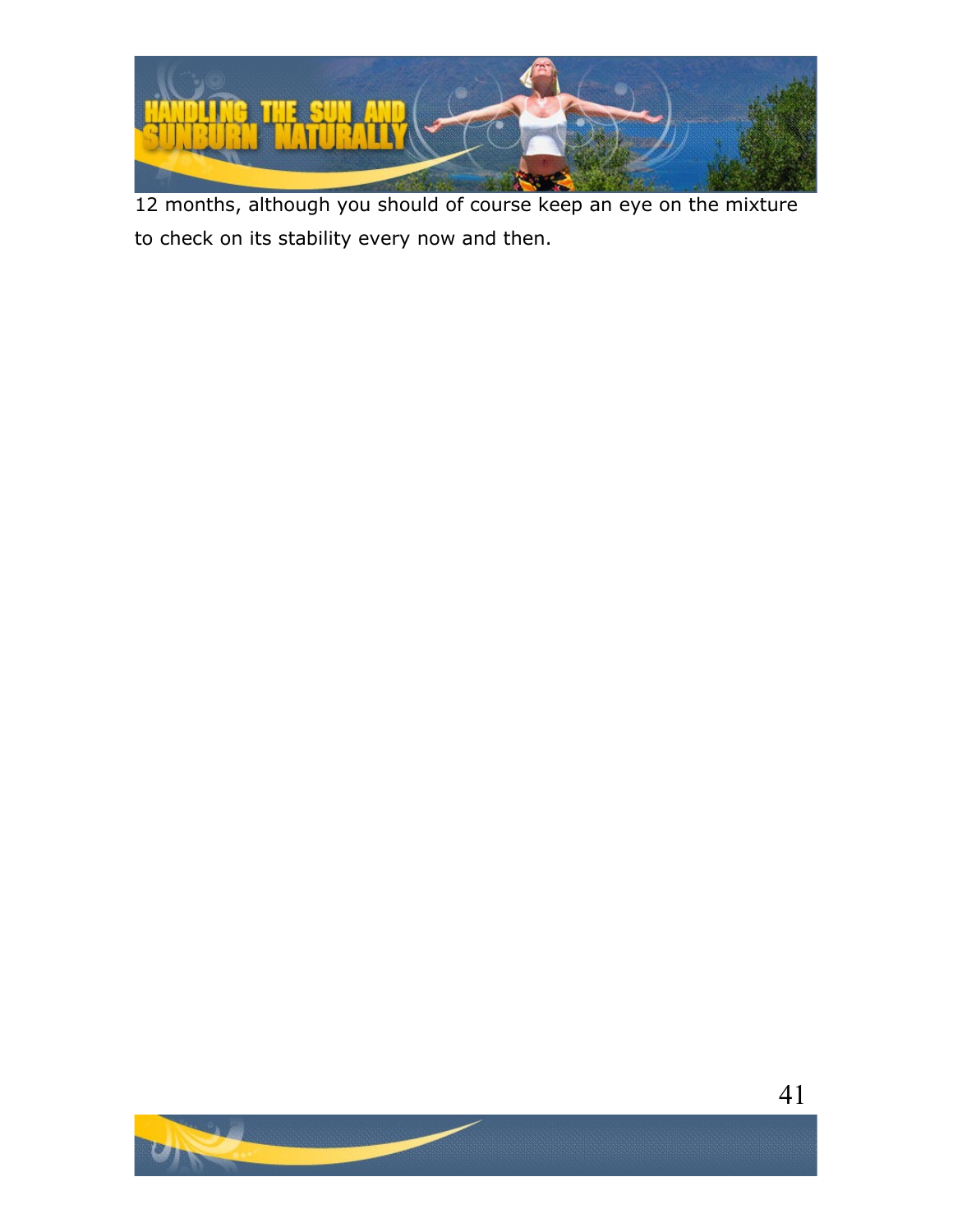12 months, although you should of course keep an eye on the mixture to check on its stability every now and then.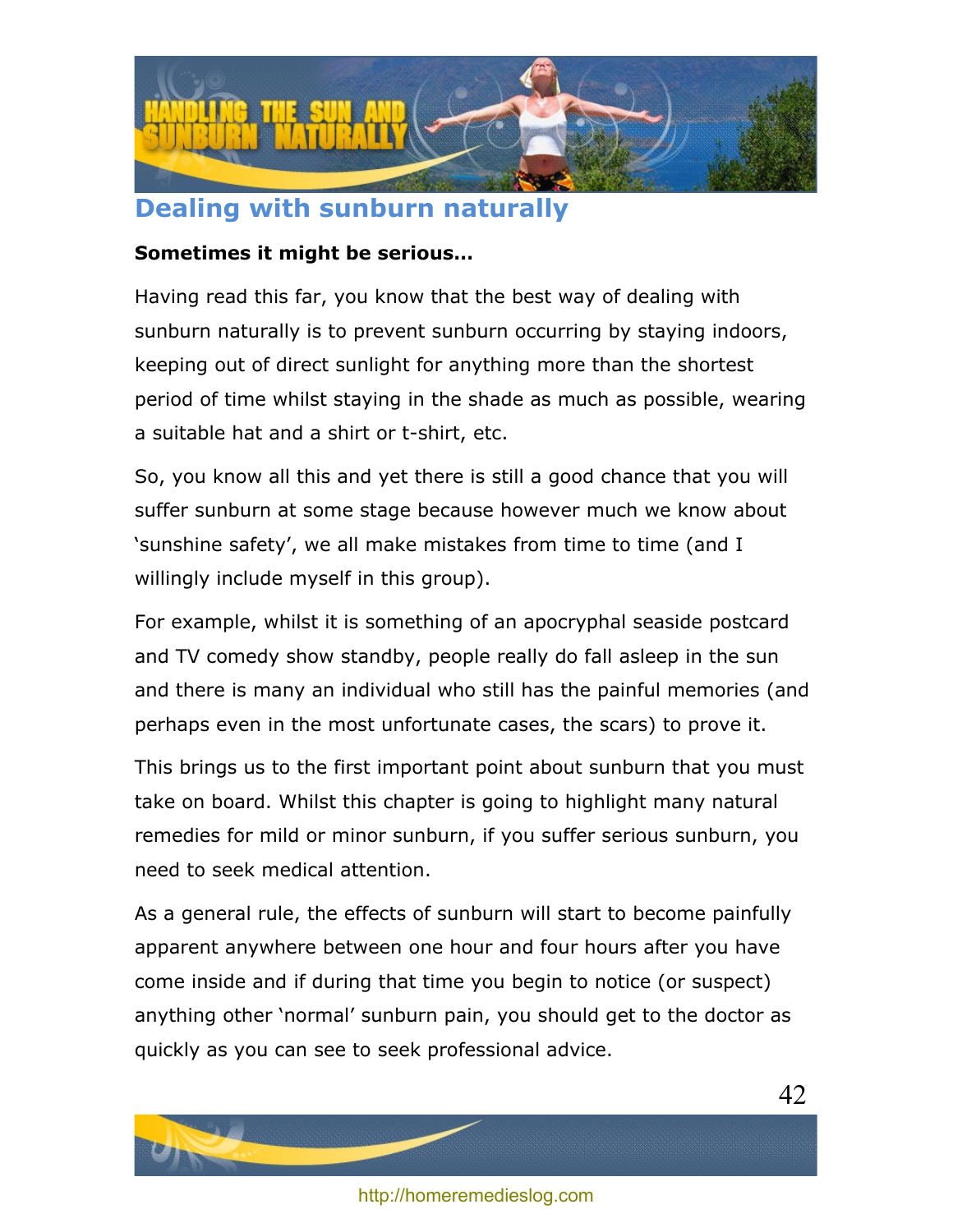## Dealing with sunburn naturally

**Sometimes it might be serious…**

Having read this far, you know that the best way of dealing with sunburn naturally is to prevent sunburn occurring by staying indoors, keeping out of direct sunlight for anything more than the shortest period of time whilst staying in the shade as much as possible, wearing a suitable hat and a shirt or t-shirt, etc.

So, you know all this and yet there is still a good chance that you will suffer sunburn at some stage because however much we know about 'sunshine safety', we all make mistakes from time to time (and I willingly include myself in this group).

For example, whilst it is something of an apocryphal seaside postcard and TV comedy show standby, people really do fall asleep in the sun and there is many an individual who still has the painful memories (and perhaps even in the most unfortunate cases, the scars) to prove it.

This brings us to the first important point about sunburn that you must take on board. Whilst this chapter is going to highlight many natural remedies for mild or minor sunburn, if you suffer serious sunburn, you need to seek medical attention.

As a general rule, the effects of sunburn will start to become painfully apparent anywhere between one hour and four hours after you have come inside and if during that time you begin to notice (or suspect) anything other 'normal' sunburn pain, you should get to the doctor as quickly as you can see to seek professional advice.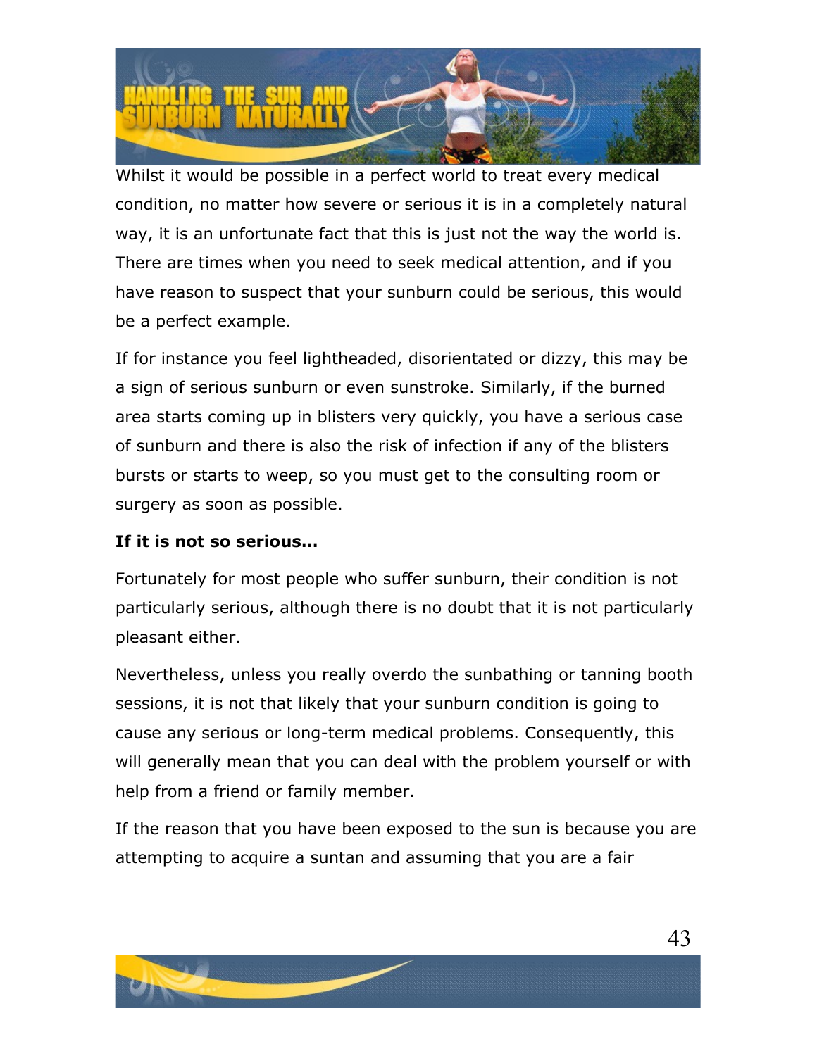Whilst it would be possible in a perfect world to treat every medical condition, no matter how severe or serious it is in a completely natural way, it is an unfortunate fact that this is just not the way the world is. There are times when you need to seek medical attention, and if you have reason to suspect that your sunburn could be serious, this would be a perfect example.

If for instance you feel lightheaded, disorientated or dizzy, this may be a sign of serious sunburn or even sunstroke. Similarly, if the burned area starts coming up in blisters very quickly, you have a serious case of sunburn and there is also the risk of infection if any of the blisters bursts or starts to weep, so you must get to the consulting room or surgery as soon as possible.

**If it is not so serious…**

Fortunately for most people who suffer sunburn, their condition is not particularly serious, although there is no doubt that it is not particularly pleasant either.

Nevertheless, unless you really overdo the sunbathing or tanning booth sessions, it is not that likely that your sunburn condition is going to cause any serious or long-term medical problems. Consequently, this will generally mean that you can deal with the problem yourself or with help from a friend or family member.

If the reason that you have been exposed to the sun is because you are attempting to acquire a suntan and assuming that you are a fair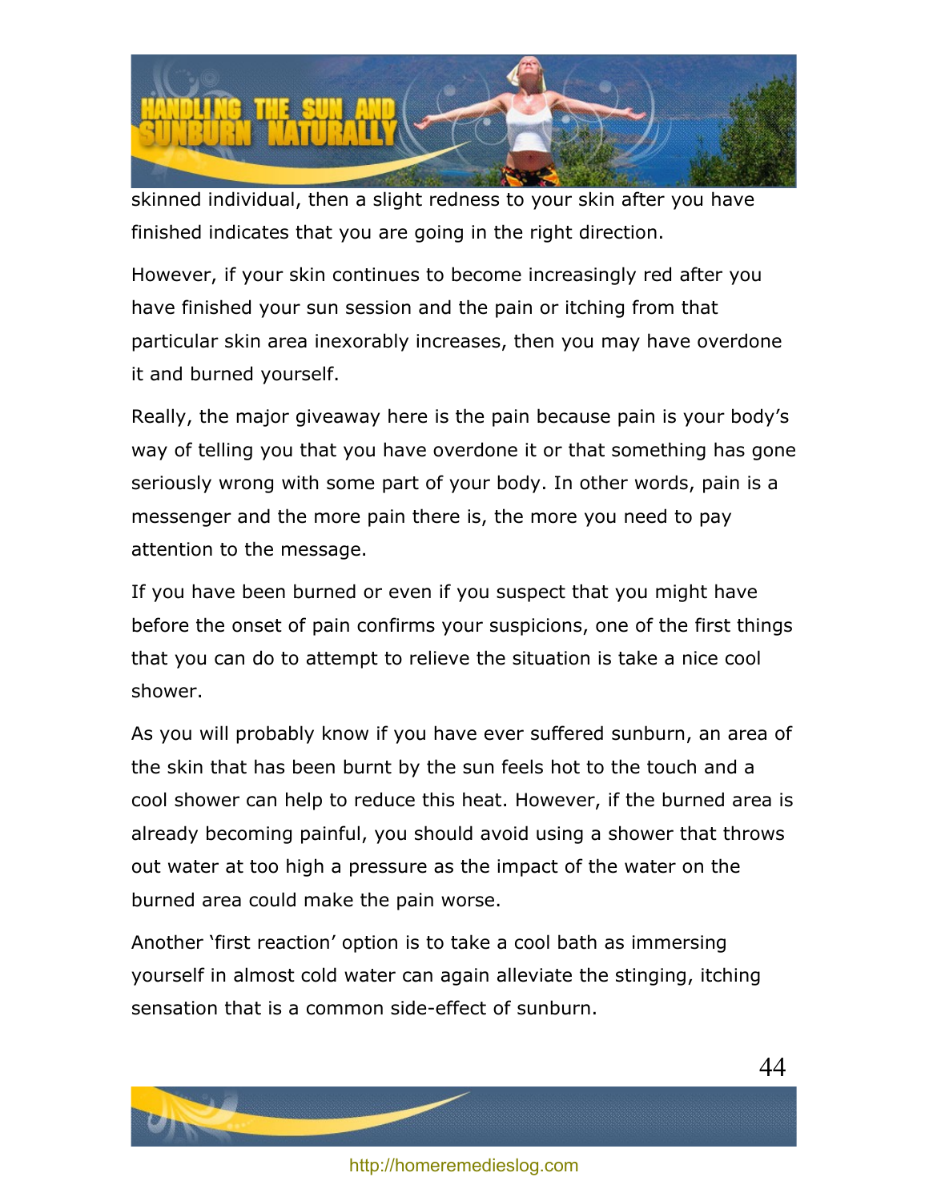skinned individual, then a slight redness to your skin after you have finished indicates that you are going in the right direction.

However, if your skin continues to become increasingly red after you have finished your sun session and the pain or itching from that particular skin area inexorably increases, then you may have overdone it and burned yourself.

Really, the major giveaway here is the pain because pain is your body's way of telling you that you have overdone it or that something has gone seriously wrong with some part of your body. In other words, pain is a messenger and the more pain there is, the more you need to pay attention to the message.

If you have been burned or even if you suspect that you might have before the onset of pain confirms your suspicions, one of the first things that you can do to attempt to relieve the situation is take a nice cool shower.

As you will probably know if you have ever suffered sunburn, an area of the skin that has been burnt by the sun feels hot to the touch and a cool shower can help to reduce this heat. However, if the burned area is already becoming painful, you should avoid using a shower that throws out water at too high a pressure as the impact of the water on the burned area could make the pain worse.

Another 'first reaction' option is to take a cool bath as immersing yourself in almost cold water can again alleviate the stinging, itching sensation that is a common side-effect of sunburn.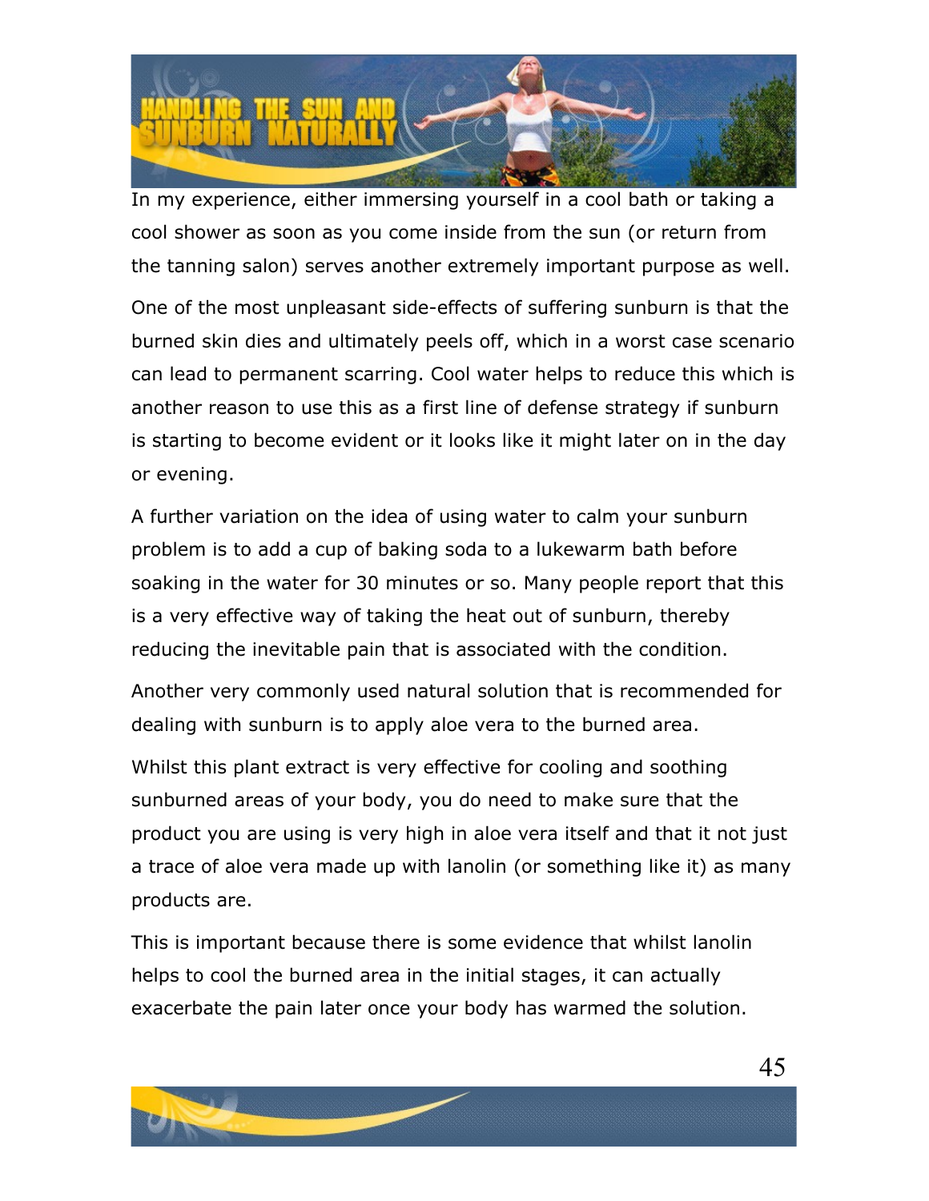In my experience, either immersing yourself in a cool bath or taking a cool shower as soon as you come inside from the sun (or return from the tanning salon) serves another extremely important purpose as well.

One of the most unpleasant side-effects of suffering sunburn is that the burned skin dies and ultimately peels off, which in a worst case scenario can lead to permanent scarring. Cool water helps to reduce this which is another reason to use this as a first line of defense strategy if sunburn is starting to become evident or it looks like it might later on in the day or evening.

A further variation on the idea of using water to calm your sunburn problem is to add a cup of baking soda to a lukewarm bath before soaking in the water for 30 minutes or so. Many people report that this is a very effective way of taking the heat out of sunburn, thereby reducing the inevitable pain that is associated with the condition.

Another very commonly used natural solution that is recommended for dealing with sunburn is to apply aloe vera to the burned area.

Whilst this plant extract is very effective for cooling and soothing sunburned areas of your body, you do need to make sure that the product you are using is very high in aloe vera itself and that it not just a trace of aloe vera made up with lanolin (or something like it) as many products are.

This is important because there is some evidence that whilst lanolin helps to cool the burned area in the initial stages, it can actually exacerbate the pain later once your body has warmed the solution.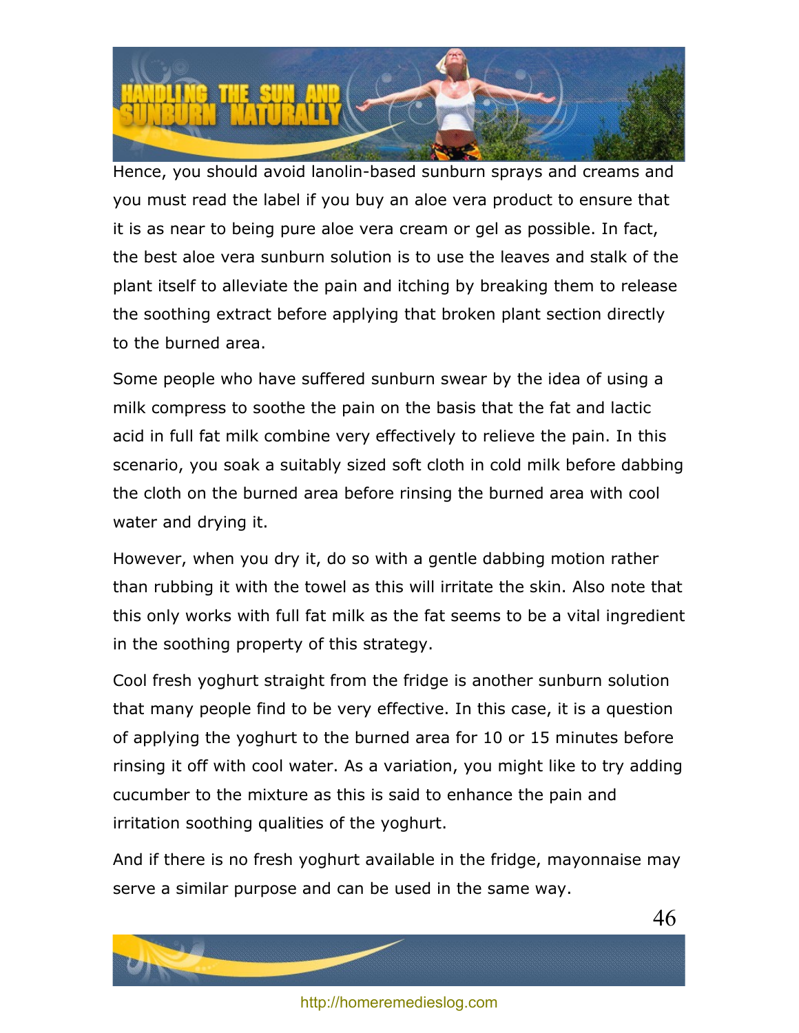Hence, you should avoid lanolin-based sunburn sprays and creams and you must read the label if you buy an aloe vera product to ensure that it is as near to being pure aloe vera cream or gel as possible. In fact, the best aloe vera sunburn solution is to use the leaves and stalk of the plant itself to alleviate the pain and itching by breaking them to release the soothing extract before applying that broken plant section directly to the burned area.

Some people who have suffered sunburn swear by the idea of using a milk compress to soothe the pain on the basis that the fat and lactic acid in full fat milk combine very effectively to relieve the pain. In this scenario, you soak a suitably sized soft cloth in cold milk before dabbing the cloth on the burned area before rinsing the burned area with cool water and drying it.

However, when you dry it, do so with a gentle dabbing motion rather than rubbing it with the towel as this will irritate the skin. Also note that this only works with full fat milk as the fat seems to be a vital ingredient in the soothing property of this strategy.

Cool fresh yoghurt straight from the fridge is another sunburn solution that many people find to be very effective. In this case, it is a question of applying the yoghurt to the burned area for 10 or 15 minutes before rinsing it off with cool water. As a variation, you might like to try adding cucumber to the mixture as this is said to enhance the pain and irritation soothing qualities of the yoghurt.

And if there is no fresh yoghurt available in the fridge, mayonnaise may serve a similar purpose and can be used in the same way.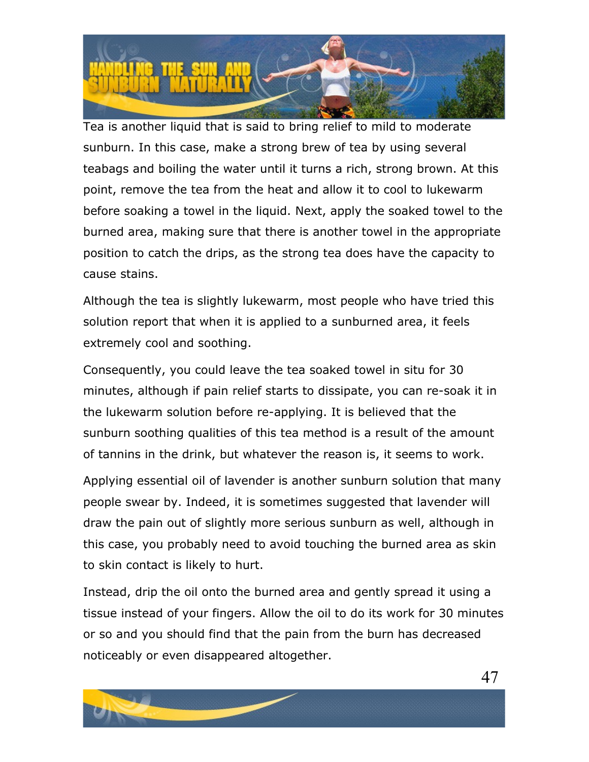Tea is another liquid that is said to bring relief to mild to moderate sunburn. In this case, make a strong brew of tea by using several teabags and boiling the water until it turns a rich, strong brown. At this point, remove the tea from the heat and allow it to cool to lukewarm before soaking a towel in the liquid. Next, apply the soaked towel to the burned area, making sure that there is another towel in the appropriate position to catch the drips, as the strong tea does have the capacity to cause stains.

Although the tea is slightly lukewarm, most people who have tried this solution report that when it is applied to a sunburned area, it feels extremely cool and soothing.

Consequently, you could leave the tea soaked towel in situ for 30 minutes, although if pain relief starts to dissipate, you can re-soak it in the lukewarm solution before re-applying. It is believed that the sunburn soothing qualities of this tea method is a result of the amount of tannins in the drink, but whatever the reason is, it seems to work.

Applying essential oil of lavender is another sunburn solution that many people swear by. Indeed, it is sometimes suggested that lavender will draw the pain out of slightly more serious sunburn as well, although in this case, you probably need to avoid touching the burned area as skin to skin contact is likely to hurt.

Instead, drip the oil onto the burned area and gently spread it using a tissue instead of your fingers. Allow the oil to do its work for 30 minutes or so and you should find that the pain from the burn has decreased noticeably or even disappeared altogether.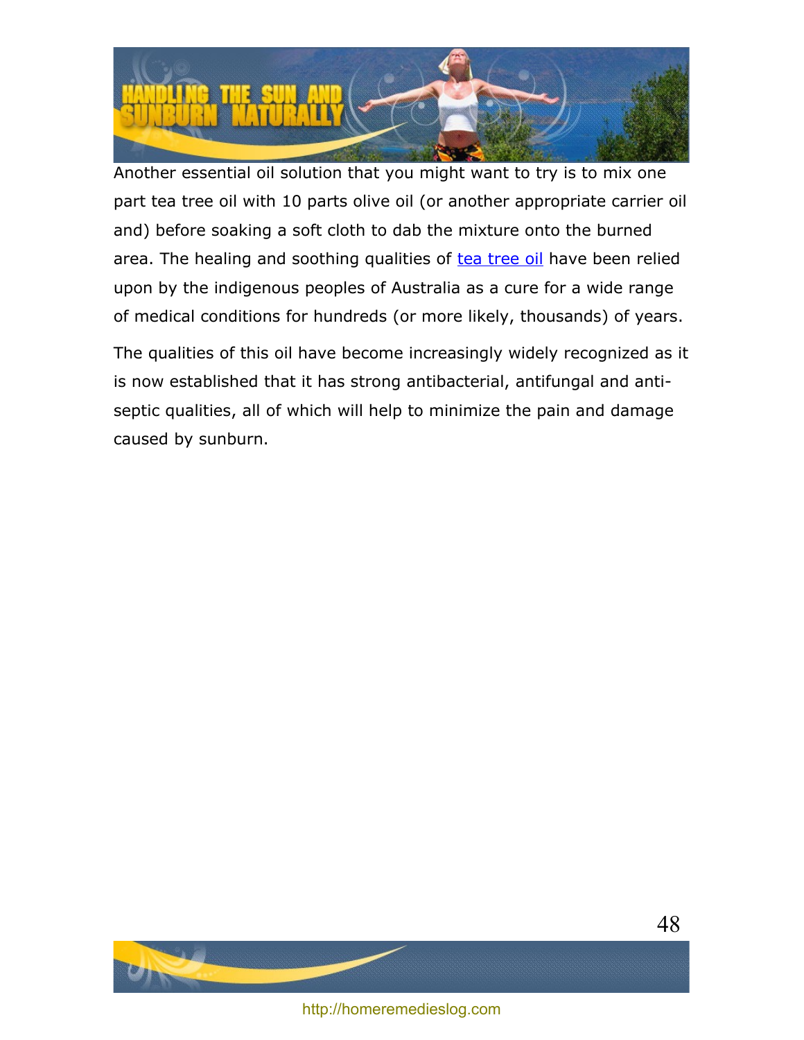Another essential oil solution that you might want to try is to mix one part tea tree oil with 10 parts olive oil (or another appropriate carrier oil and) before soaking a soft cloth to dab the mixture onto the burned area. The healing and soothing qualities of tea tree oil have been relied upon by the indigenous peoples of Australia as a cure for a wide range of medical conditions for hundreds (or more likely, thousands) of years.

The qualities of this oil have become increasingly widely recognized as it is now established that it has strong antibacterial, antifungal and anti-septic qualities, all of which will help to minimize the pain and damage caused by sunburn.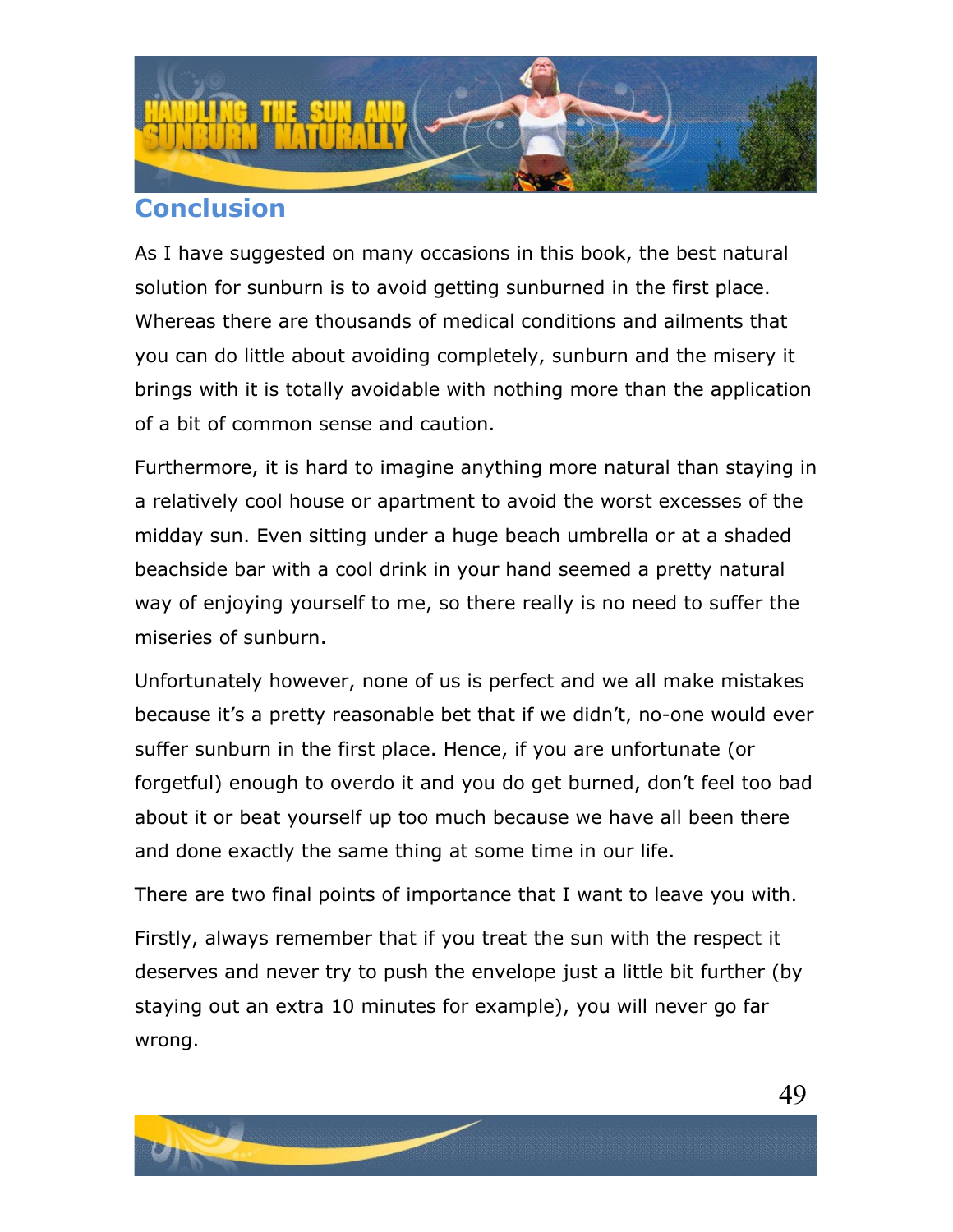## Conclusion

As I have suggested on many occasions in this book, the best natural solution for sunburn is to avoid getting sunburned in the first place. Whereas there are thousands of medical conditions and ailments that you can do little about avoiding completely, sunburn and the misery it brings with it is totally avoidable with nothing more than the application of a bit of common sense and caution.

Furthermore, it is hard to imagine anything more natural than staying in a relatively cool house or apartment to avoid the worst excesses of the midday sun. Even sitting under a huge beach umbrella or at a shaded beachside bar with a cool drink in your hand seemed a pretty natural way of enjoying yourself to me, so there really is no need to suffer the miseries of sunburn.

Unfortunately however, none of us is perfect and we all make mistakes because it's a pretty reasonable bet that if we didn't, no-one would ever suffer sunburn in the first place. Hence, if you are unfortunate (or forgetful) enough to overdo it and you do get burned, don't feel too bad about it or beat yourself up too much because we have all been there and done exactly the same thing at some time in our life.

There are two final points of importance that I want to leave you with.

Firstly, always remember that if you treat the sun with the respect it deserves and never try to push the envelope just a little bit further (by staying out an extra 10 minutes for example), you will never go far wrong.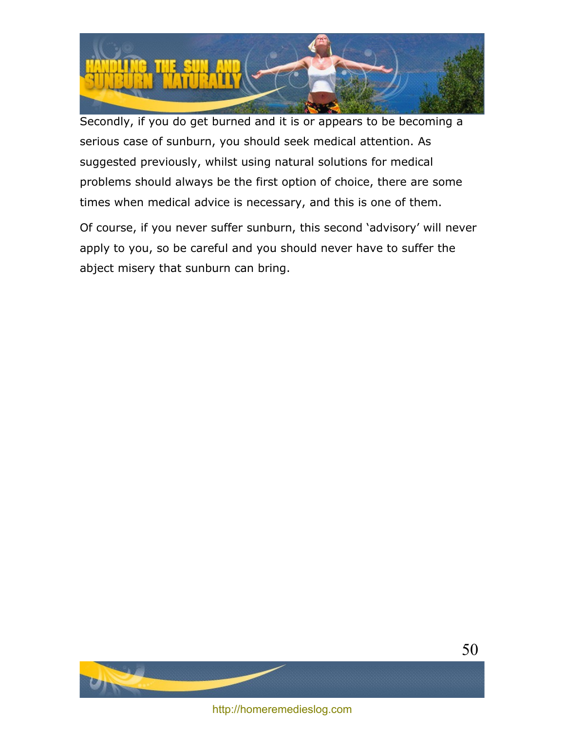Secondly, if you do get burned and it is or appears to be becoming a serious case of sunburn, you should seek medical attention. As suggested previously, whilst using natural solutions for medical problems should always be the first option of choice, there are some times when medical advice is necessary, and this is one of them.

Of course, if you never suffer sunburn, this second 'advisory' will never apply to you, so be careful and you should never have to suffer the abject misery that sunburn can bring.